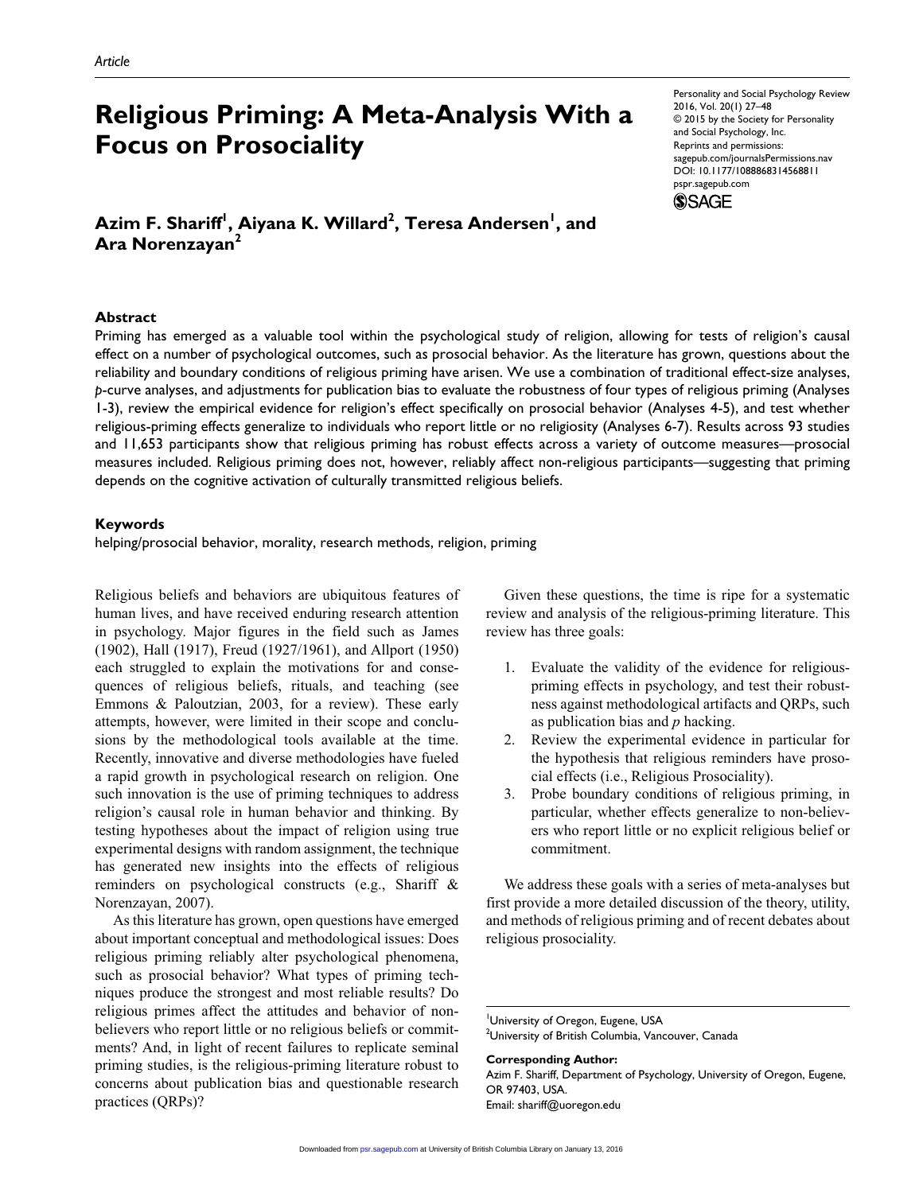Article

# Religious Priming: A Meta-Analysis With a Focus on Prosociality

Personality and Social Psychology Review
2016, Vol. 20(1) 27–48
© 2015 by the Society for Personality and Social Psychology, Inc.
Reprints and permissions: sagepub.com/journalsPermissions.nav
DOI: 10.1177/1088868314568811
pspr.sagepub.com

**Azim F. Shariff[1], Aiyana K. Willard[2], Teresa Andersen[1], and Ara Norenzayan[2]**

## Abstract

Priming has emerged as a valuable tool within the psychological study of religion, allowing for tests of religion's causal effect on a number of psychological outcomes, such as prosocial behavior. As the literature has grown, questions about the reliability and boundary conditions of religious priming have arisen. We use a combination of traditional effect-size analyses, *p*-curve analyses, and adjustments for publication bias to evaluate the robustness of four types of religious priming (Analyses 1-3), review the empirical evidence for religion's effect specifically on prosocial behavior (Analyses 4-5), and test whether religious-priming effects generalize to individuals who report little or no religiosity (Analyses 6-7). Results across 93 studies and 11,653 participants show that religious priming has robust effects across a variety of outcome measures—prosocial measures included. Religious priming does not, however, reliably affect non-religious participants—suggesting that priming depends on the cognitive activation of culturally transmitted religious beliefs.

## Keywords

helping/prosocial behavior, morality, research methods, religion, priming

Religious beliefs and behaviors are ubiquitous features of human lives, and have received enduring research attention in psychology. Major figures in the field such as James (1902), Hall (1917), Freud (1927/1961), and Allport (1950) each struggled to explain the motivations for and consequences of religious beliefs, rituals, and teaching (see Emmons & Paloutzian, 2003, for a review). These early attempts, however, were limited in their scope and conclusions by the methodological tools available at the time. Recently, innovative and diverse methodologies have fueled a rapid growth in psychological research on religion. One such innovation is the use of priming techniques to address religion's causal role in human behavior and thinking. By testing hypotheses about the impact of religion using true experimental designs with random assignment, the technique has generated new insights into the effects of religious reminders on psychological constructs (e.g., Shariff & Norenzayan, 2007).

As this literature has grown, open questions have emerged about important conceptual and methodological issues: Does religious priming reliably alter psychological phenomena, such as prosocial behavior? What types of priming techniques produce the strongest and most reliable results? Do religious primes affect the attitudes and behavior of non-believers who report little or no religious beliefs or commitments? And, in light of recent failures to replicate seminal priming studies, is the religious-priming literature robust to concerns about publication bias and questionable research practices (QRPs)?

Given these questions, the time is ripe for a systematic review and analysis of the religious-priming literature. This review has three goals:

1. Evaluate the validity of the evidence for religious-priming effects in psychology, and test their robustness against methodological artifacts and QRPs, such as publication bias and *p* hacking.
2. Review the experimental evidence in particular for the hypothesis that religious reminders have prosocial effects (i.e., Religious Prosociality).
3. Probe boundary conditions of religious priming, in particular, whether effects generalize to non-believers who report little or no explicit religious belief or commitment.

We address these goals with a series of meta-analyses but first provide a more detailed discussion of the theory, utility, and methods of religious priming and of recent debates about religious prosociality.

[1]University of Oregon, Eugene, USA
[2]University of British Columbia, Vancouver, Canada

**Corresponding Author:**
Azim F. Shariff, Department of Psychology, University of Oregon, Eugene, OR 97403, USA.
Email: shariff@uoregon.edu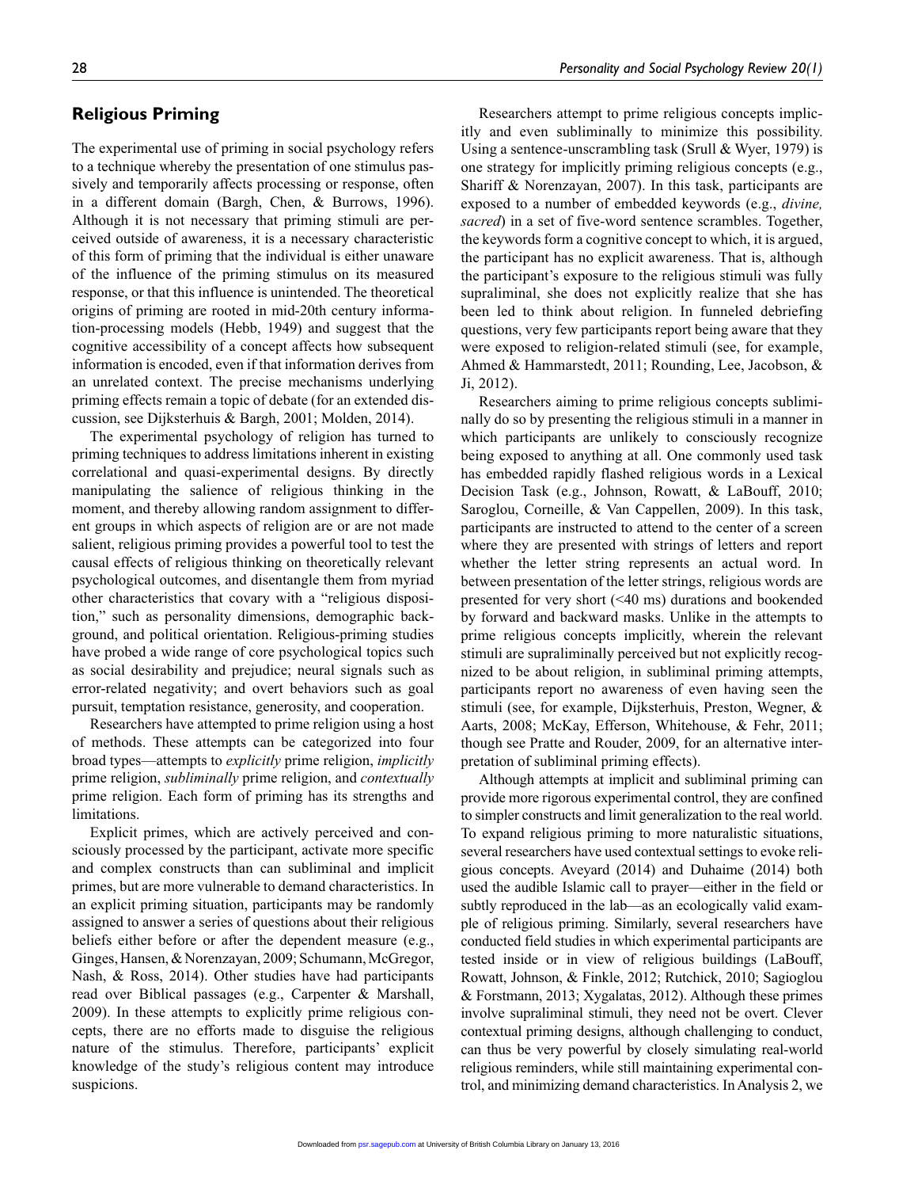## Religious Priming

The experimental use of priming in social psychology refers to a technique whereby the presentation of one stimulus passively and temporarily affects processing or response, often in a different domain (Bargh, Chen, & Burrows, 1996). Although it is not necessary that priming stimuli are perceived outside of awareness, it is a necessary characteristic of this form of priming that the individual is either unaware of the influence of the priming stimulus on its measured response, or that this influence is unintended. The theoretical origins of priming are rooted in mid-20th century information-processing models (Hebb, 1949) and suggest that the cognitive accessibility of a concept affects how subsequent information is encoded, even if that information derives from an unrelated context. The precise mechanisms underlying priming effects remain a topic of debate (for an extended discussion, see Dijksterhuis & Bargh, 2001; Molden, 2014).

The experimental psychology of religion has turned to priming techniques to address limitations inherent in existing correlational and quasi-experimental designs. By directly manipulating the salience of religious thinking in the moment, and thereby allowing random assignment to different groups in which aspects of religion are or are not made salient, religious priming provides a powerful tool to test the causal effects of religious thinking on theoretically relevant psychological outcomes, and disentangle them from myriad other characteristics that covary with a "religious disposition," such as personality dimensions, demographic background, and political orientation. Religious-priming studies have probed a wide range of core psychological topics such as social desirability and prejudice; neural signals such as error-related negativity; and overt behaviors such as goal pursuit, temptation resistance, generosity, and cooperation.

Researchers have attempted to prime religion using a host of methods. These attempts can be categorized into four broad types—attempts to *explicitly* prime religion, *implicitly* prime religion, *subliminally* prime religion, and *contextually* prime religion. Each form of priming has its strengths and limitations.

Explicit primes, which are actively perceived and consciously processed by the participant, activate more specific and complex constructs than can subliminal and implicit primes, but are more vulnerable to demand characteristics. In an explicit priming situation, participants may be randomly assigned to answer a series of questions about their religious beliefs either before or after the dependent measure (e.g., Ginges, Hansen, & Norenzayan, 2009; Schumann, McGregor, Nash, & Ross, 2014). Other studies have had participants read over Biblical passages (e.g., Carpenter & Marshall, 2009). In these attempts to explicitly prime religious concepts, there are no efforts made to disguise the religious nature of the stimulus. Therefore, participants' explicit knowledge of the study's religious content may introduce suspicions.

Researchers attempt to prime religious concepts implicitly and even subliminally to minimize this possibility. Using a sentence-unscrambling task (Srull & Wyer, 1979) is one strategy for implicitly priming religious concepts (e.g., Shariff & Norenzayan, 2007). In this task, participants are exposed to a number of embedded keywords (e.g., *divine, sacred*) in a set of five-word sentence scrambles. Together, the keywords form a cognitive concept to which, it is argued, the participant has no explicit awareness. That is, although the participant's exposure to the religious stimuli was fully supraliminal, she does not explicitly realize that she has been led to think about religion. In funneled debriefing questions, very few participants report being aware that they were exposed to religion-related stimuli (see, for example, Ahmed & Hammarstedt, 2011; Rounding, Lee, Jacobson, & Ji, 2012).

Researchers aiming to prime religious concepts subliminally do so by presenting the religious stimuli in a manner in which participants are unlikely to consciously recognize being exposed to anything at all. One commonly used task has embedded rapidly flashed religious words in a Lexical Decision Task (e.g., Johnson, Rowatt, & LaBouff, 2010; Saroglou, Corneille, & Van Cappellen, 2009). In this task, participants are instructed to attend to the center of a screen where they are presented with strings of letters and report whether the letter string represents an actual word. In between presentation of the letter strings, religious words are presented for very short (<40 ms) durations and bookended by forward and backward masks. Unlike in the attempts to prime religious concepts implicitly, wherein the relevant stimuli are supraliminally perceived but not explicitly recognized to be about religion, in subliminal priming attempts, participants report no awareness of even having seen the stimuli (see, for example, Dijksterhuis, Preston, Wegner, & Aarts, 2008; McKay, Efferson, Whitehouse, & Fehr, 2011; though see Pratte and Rouder, 2009, for an alternative interpretation of subliminal priming effects).

Although attempts at implicit and subliminal priming can provide more rigorous experimental control, they are confined to simpler constructs and limit generalization to the real world. To expand religious priming to more naturalistic situations, several researchers have used contextual settings to evoke religious concepts. Aveyard (2014) and Duhaime (2014) both used the audible Islamic call to prayer—either in the field or subtly reproduced in the lab—as an ecologically valid example of religious priming. Similarly, several researchers have conducted field studies in which experimental participants are tested inside or in view of religious buildings (LaBouff, Rowatt, Johnson, & Finkle, 2012; Rutchick, 2010; Sagioglou & Forstmann, 2013; Xygalatas, 2012). Although these primes involve supraliminal stimuli, they need not be overt. Clever contextual priming designs, although challenging to conduct, can thus be very powerful by closely simulating real-world religious reminders, while still maintaining experimental control, and minimizing demand characteristics. In Analysis 2, we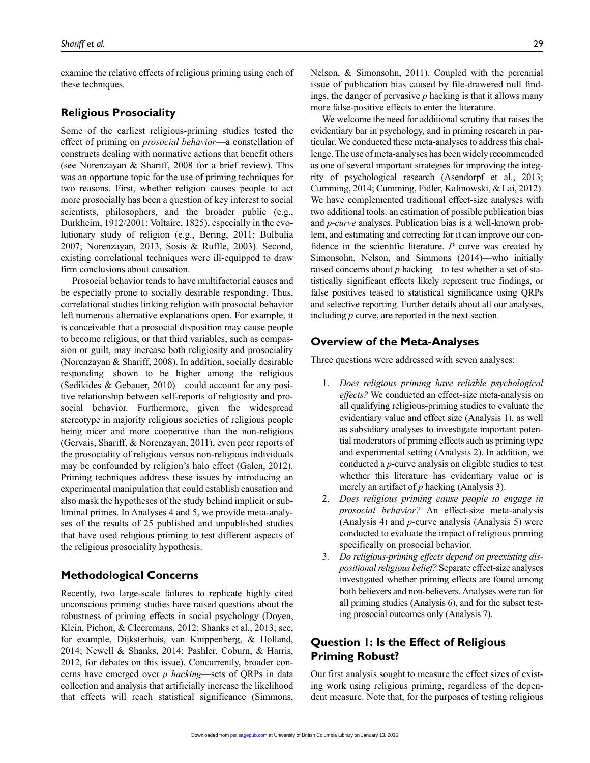examine the relative effects of religious priming using each of these techniques.

## Religious Prosociality

Some of the earliest religious-priming studies tested the effect of priming on *prosocial behavior*—a constellation of constructs dealing with normative actions that benefit others (see Norenzayan & Shariff, 2008 for a brief review). This was an opportune topic for the use of priming techniques for two reasons. First, whether religion causes people to act more prosocially has been a question of key interest to social scientists, philosophers, and the broader public (e.g., Durkheim, 1912/2001; Voltaire, 1825), especially in the evolutionary study of religion (e.g., Bering, 2011; Bulbulia 2007; Norenzayan, 2013, Sosis & Ruffle, 2003). Second, existing correlational techniques were ill-equipped to draw firm conclusions about causation.

Prosocial behavior tends to have multifactorial causes and be especially prone to socially desirable responding. Thus, correlational studies linking religion with prosocial behavior left numerous alternative explanations open. For example, it is conceivable that a prosocial disposition may cause people to become religious, or that third variables, such as compassion or guilt, may increase both religiosity and prosociality (Norenzayan & Shariff, 2008). In addition, socially desirable responding—shown to be higher among the religious (Sedikides & Gebauer, 2010)—could account for any positive relationship between self-reports of religiosity and prosocial behavior. Furthermore, given the widespread stereotype in majority religious societies of religious people being nicer and more cooperative than the non-religious (Gervais, Shariff, & Norenzayan, 2011), even peer reports of the prosociality of religious versus non-religious individuals may be confounded by religion's halo effect (Galen, 2012). Priming techniques address these issues by introducing an experimental manipulation that could establish causation and also mask the hypotheses of the study behind implicit or subliminal primes. In Analyses 4 and 5, we provide meta-analyses of the results of 25 published and unpublished studies that have used religious priming to test different aspects of the religious prosociality hypothesis.

## Methodological Concerns

Recently, two large-scale failures to replicate highly cited unconscious priming studies have raised questions about the robustness of priming effects in social psychology (Doyen, Klein, Pichon, & Cleeremans, 2012; Shanks et al., 2013; see, for example, Dijksterhuis, van Knippenberg, & Holland, 2014; Newell & Shanks, 2014; Pashler, Coburn, & Harris, 2012, for debates on this issue). Concurrently, broader concerns have emerged over *p hacking*—sets of QRPs in data collection and analysis that artificially increase the likelihood that effects will reach statistical significance (Simmons, Nelson, & Simonsohn, 2011). Coupled with the perennial issue of publication bias caused by file-drawered null findings, the danger of pervasive *p* hacking is that it allows many more false-positive effects to enter the literature.

We welcome the need for additional scrutiny that raises the evidentiary bar in psychology, and in priming research in particular. We conducted these meta-analyses to address this challenge. The use of meta-analyses has been widely recommended as one of several important strategies for improving the integrity of psychological research (Asendorpf et al., 2013; Cumming, 2014; Cumming, Fidler, Kalinowski, & Lai, 2012). We have complemented traditional effect-size analyses with two additional tools: an estimation of possible publication bias and *p-curve* analyses. Publication bias is a well-known problem, and estimating and correcting for it can improve our confidence in the scientific literature. *P* curve was created by Simonsohn, Nelson, and Simmons (2014)—who initially raised concerns about *p* hacking—to test whether a set of statistically significant effects likely represent true findings, or false positives teased to statistical significance using QRPs and selective reporting. Further details about all our analyses, including *p* curve, are reported in the next section.

## Overview of the Meta-Analyses

Three questions were addressed with seven analyses:

1. *Does religious priming have reliable psychological effects?* We conducted an effect-size meta-analysis on all qualifying religious-priming studies to evaluate the evidentiary value and effect size (Analysis 1), as well as subsidiary analyses to investigate important potential moderators of priming effects such as priming type and experimental setting (Analysis 2). In addition, we conducted a *p*-curve analysis on eligible studies to test whether this literature has evidentiary value or is merely an artifact of *p* hacking (Analysis 3).
2. *Does religious priming cause people to engage in prosocial behavior?* An effect-size meta-analysis (Analysis 4) and *p*-curve analysis (Analysis 5) were conducted to evaluate the impact of religious priming specifically on prosocial behavior.
3. *Do religious-priming effects depend on preexisting dispositional religious belief?* Separate effect-size analyses investigated whether priming effects are found among both believers and non-believers. Analyses were run for all priming studies (Analysis 6), and for the subset testing prosocial outcomes only (Analysis 7).

## Question 1: Is the Effect of Religious Priming Robust?

Our first analysis sought to measure the effect sizes of existing work using religious priming, regardless of the dependent measure. Note that, for the purposes of testing religious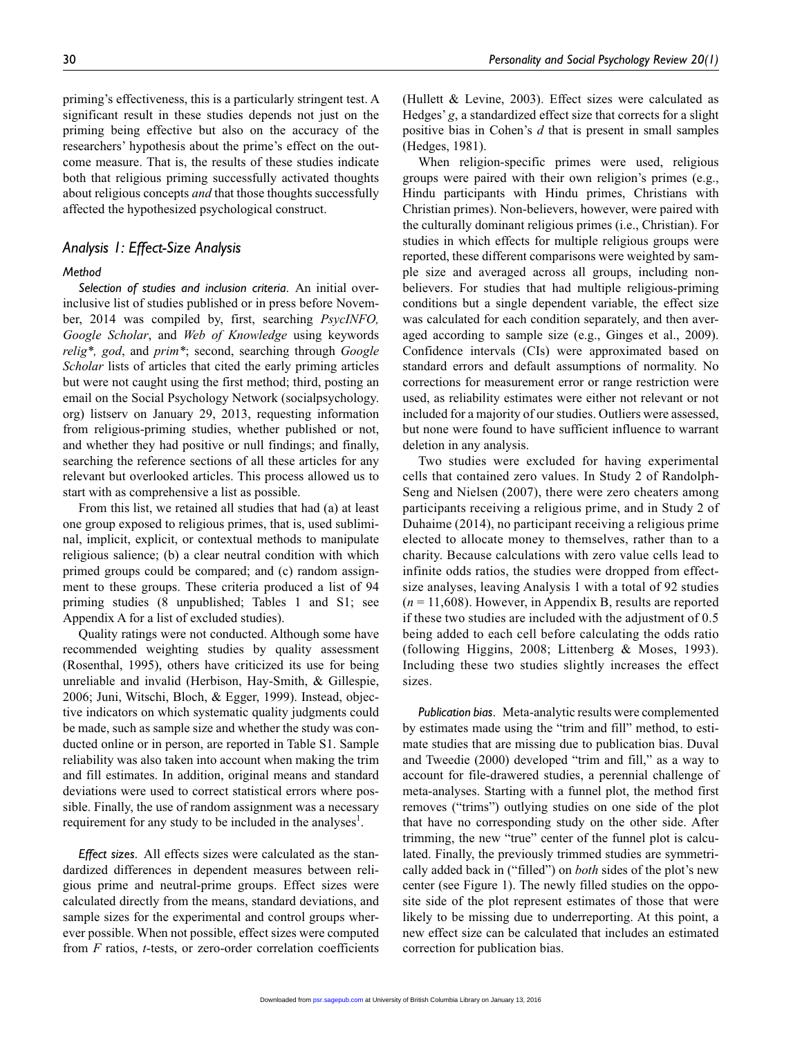priming's effectiveness, this is a particularly stringent test. A significant result in these studies depends not just on the priming being effective but also on the accuracy of the researchers' hypothesis about the prime's effect on the outcome measure. That is, the results of these studies indicate both that religious priming successfully activated thoughts about religious concepts *and* that those thoughts successfully affected the hypothesized psychological construct.

## Analysis 1: Effect-Size Analysis

### Method

*Selection of studies and inclusion criteria.* An initial over-inclusive list of studies published or in press before November, 2014 was compiled by, first, searching *PsycINFO, Google Scholar*, and *Web of Knowledge* using keywords *relig*, god*, and *prim**; second, searching through *Google Scholar* lists of articles that cited the early priming articles but were not caught using the first method; third, posting an email on the Social Psychology Network (socialpsychology.org) listserv on January 29, 2013, requesting information from religious-priming studies, whether published or not, and whether they had positive or null findings; and finally, searching the reference sections of all these articles for any relevant but overlooked articles. This process allowed us to start with as comprehensive a list as possible.

From this list, we retained all studies that had (a) at least one group exposed to religious primes, that is, used subliminal, implicit, explicit, or contextual methods to manipulate religious salience; (b) a clear neutral condition with which primed groups could be compared; and (c) random assignment to these groups. These criteria produced a list of 94 priming studies (8 unpublished; Tables 1 and S1; see Appendix A for a list of excluded studies).

Quality ratings were not conducted. Although some have recommended weighting studies by quality assessment (Rosenthal, 1995), others have criticized its use for being unreliable and invalid (Herbison, Hay-Smith, & Gillespie, 2006; Juni, Witschi, Bloch, & Egger, 1999). Instead, objective indicators on which systematic quality judgments could be made, such as sample size and whether the study was conducted online or in person, are reported in Table S1. Sample reliability was also taken into account when making the trim and fill estimates. In addition, original means and standard deviations were used to correct statistical errors where possible. Finally, the use of random assignment was a necessary requirement for any study to be included in the analyses[1].

*Effect sizes.* All effects sizes were calculated as the standardized differences in dependent measures between religious prime and neutral-prime groups. Effect sizes were calculated directly from the means, standard deviations, and sample sizes for the experimental and control groups wherever possible. When not possible, effect sizes were computed from $F$ ratios, $t$-tests, or zero-order correlation coefficients (Hullett & Levine, 2003). Effect sizes were calculated as Hedges' $g$, a standardized effect size that corrects for a slight positive bias in Cohen's $d$ that is present in small samples (Hedges, 1981).

When religion-specific primes were used, religious groups were paired with their own religion's primes (e.g., Hindu participants with Hindu primes, Christians with Christian primes). Non-believers, however, were paired with the culturally dominant religious primes (i.e., Christian). For studies in which effects for multiple religious groups were reported, these different comparisons were weighted by sample size and averaged across all groups, including non-believers. For studies that had multiple religious-priming conditions but a single dependent variable, the effect size was calculated for each condition separately, and then averaged according to sample size (e.g., Ginges et al., 2009). Confidence intervals (CIs) were approximated based on standard errors and default assumptions of normality. No corrections for measurement error or range restriction were used, as reliability estimates were either not relevant or not included for a majority of our studies. Outliers were assessed, but none were found to have sufficient influence to warrant deletion in any analysis.

Two studies were excluded for having experimental cells that contained zero values. In Study 2 of Randolph-Seng and Nielsen (2007), there were zero cheaters among participants receiving a religious prime, and in Study 2 of Duhaime (2014), no participant receiving a religious prime elected to allocate money to themselves, rather than to a charity. Because calculations with zero value cells lead to infinite odds ratios, the studies were dropped from effect-size analyses, leaving Analysis 1 with a total of 92 studies ($n = 11{,}608$). However, in Appendix B, results are reported if these two studies are included with the adjustment of 0.5 being added to each cell before calculating the odds ratio (following Higgins, 2008; Littenberg & Moses, 1993). Including these two studies slightly increases the effect sizes.

*Publication bias.* Meta-analytic results were complemented by estimates made using the "trim and fill" method, to estimate studies that are missing due to publication bias. Duval and Tweedie (2000) developed "trim and fill," as a way to account for file-drawered studies, a perennial challenge of meta-analyses. Starting with a funnel plot, the method first removes ("trims") outlying studies on one side of the plot that have no corresponding study on the other side. After trimming, the new "true" center of the funnel plot is calculated. Finally, the previously trimmed studies are symmetrically added back in ("filled") on *both* sides of the plot's new center (see Figure 1). The newly filled studies on the opposite side of the plot represent estimates of those that were likely to be missing due to underreporting. At this point, a new effect size can be calculated that includes an estimated correction for publication bias.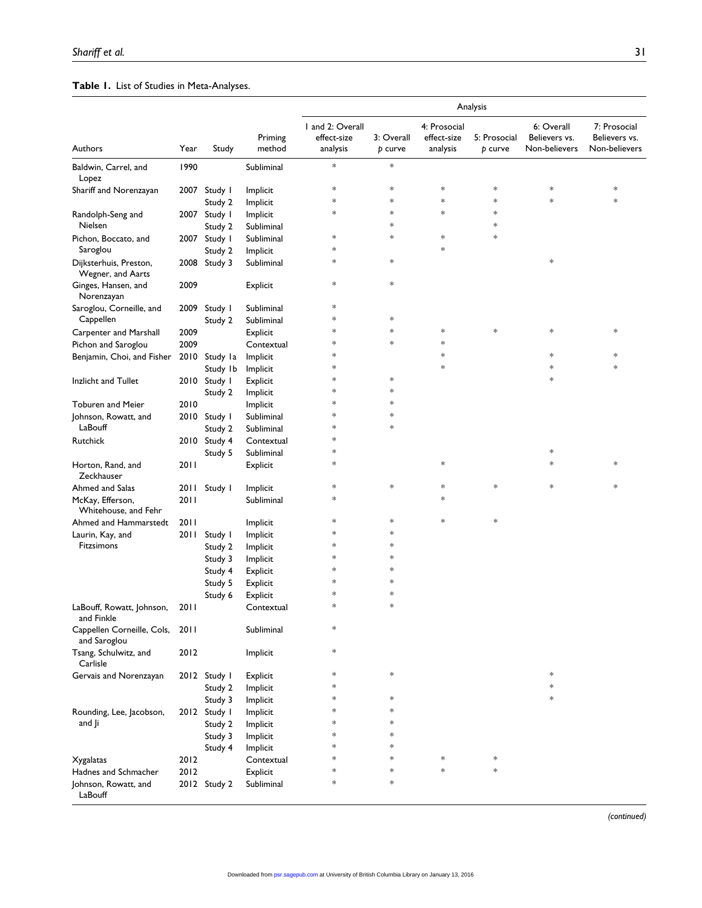**Table 1.** List of Studies in Meta-Analyses.

| Authors | Year | Study | Priming method | Analysis | | | | | |
|---|---|---|---|---|---|---|---|---|---|
| | | | | 1 and 2: Overall effect-size analysis | 3: Overall *p* curve | 4: Prosocial effect-size analysis | 5: Prosocial *p* curve | 6: Overall Believers vs. Non-believers | 7: Prosocial Believers vs. Non-believers |
| Baldwin, Carrel, and Lopez | 1990 | | Subliminal | * | * | | | | |
| Shariff and Norenzayan | 2007 | Study 1 | Implicit | * | * | * | * | * | * |
| | | Study 2 | Implicit | * | * | * | * | * | * |
| Randolph-Seng and Nielsen | 2007 | Study 1 | Implicit | * | * | * | * | | |
| | | Study 2 | Subliminal | | * | | * | | |
| Pichon, Boccato, and Saroglou | 2007 | Study 1 | Subliminal | * | * | * | * | | |
| | | Study 2 | Implicit | * | | * | | | |
| Dijksterhuis, Preston, Wegner, and Aarts | 2008 | Study 3 | Subliminal | * | * | | | * | |
| Ginges, Hansen, and Norenzayan | 2009 | | Explicit | * | * | | | | |
| Saroglou, Corneille, and Cappellen | 2009 | Study 1 | Subliminal | * | | | | | |
| | | Study 2 | Subliminal | * | * | | | | |
| Carpenter and Marshall | 2009 | | Explicit | * | * | * | * | * | * |
| Pichon and Saroglou | 2009 | | Contextual | * | * | * | | | |
| Benjamin, Choi, and Fisher | 2010 | Study 1a | Implicit | * | | * | | * | * |
| | | Study 1b | Implicit | * | | * | | * | * |
| Inzlicht and Tullet | 2010 | Study 1 | Explicit | * | * | | | * | |
| | | Study 2 | Implicit | * | * | | | | |
| Toburen and Meier | 2010 | | Implicit | * | * | | | | |
| Johnson, Rowatt, and LaBouff | 2010 | Study 1 | Subliminal | * | * | | | | |
| | | Study 2 | Subliminal | * | * | | | | |
| Rutchick | 2010 | Study 4 | Contextual | * | | | | | |
| | | Study 5 | Subliminal | * | | | | * | |
| Horton, Rand, and Zeckhauser | 2011 | | Explicit | * | | * | | * | * |
| Ahmed and Salas | 2011 | Study 1 | Implicit | * | * | * | * | * | * |
| McKay, Efferson, Whitehouse, and Fehr | 2011 | | Subliminal | * | | * | | | |
| Ahmed and Hammarstedt | 2011 | | Implicit | * | * | * | * | | |
| Laurin, Kay, and Fitzsimons | 2011 | Study 1 | Implicit | * | * | | | | |
| | | Study 2 | Implicit | * | * | | | | |
| | | Study 3 | Implicit | * | * | | | | |
| | | Study 4 | Explicit | * | * | | | | |
| | | Study 5 | Explicit | * | * | | | | |
| | | Study 6 | Explicit | * | * | | | | |
| LaBouff, Rowatt, Johnson, and Finkle | 2011 | | Contextual | * | * | | | | |
| Cappellen Corneille, Cols, and Saroglou | 2011 | | Subliminal | * | | | | | |
| Tsang, Schulwitz, and Carlisle | 2012 | | Implicit | * | | | | | |
| Gervais and Norenzayan | 2012 | Study 1 | Explicit | * | * | | | * | |
| | | Study 2 | Implicit | * | | | | * | |
| | | Study 3 | Implicit | * | * | | | * | |
| Rounding, Lee, Jacobson, and Ji | 2012 | Study 1 | Implicit | * | * | | | | |
| | | Study 2 | Implicit | * | * | | | | |
| | | Study 3 | Implicit | * | * | | | | |
| | | Study 4 | Implicit | * | * | | | | |
| Xygalatas | 2012 | | Contextual | * | * | * | * | | |
| Hadnes and Schmacher | 2012 | | Explicit | * | * | * | * | | |
| Johnson, Rowatt, and LaBouff | 2012 | Study 2 | Subliminal | * | * | | | | |

*(continued)*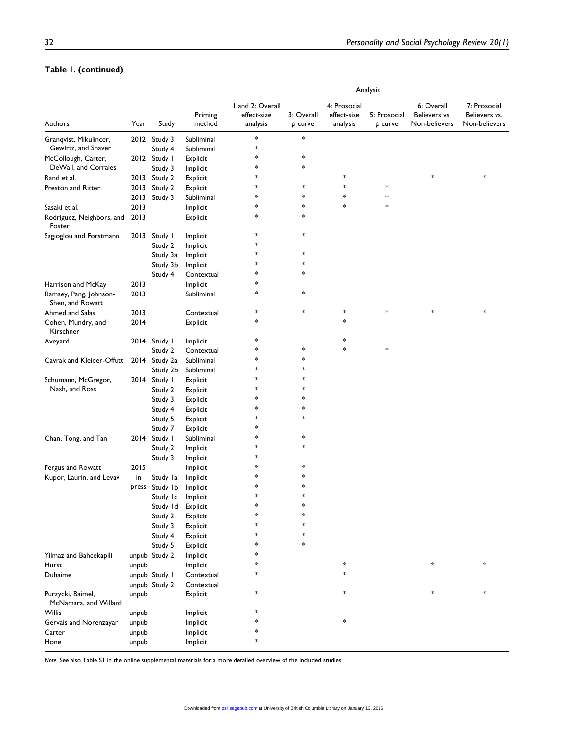**Table 1. (continued)**

| Authors | Year | Study | Priming method | Analysis: 1 and 2: Overall effect-size analysis | 3: Overall p curve | 4: Prosocial effect-size analysis | 5: Prosocial p curve | 6: Overall Believers vs. Non-believers | 7: Prosocial Believers vs. Non-believers |
|---|---|---|---|---|---|---|---|---|---|
| Granqvist, Mikulincer, Gewirtz, and Shaver | 2012 | Study 3 | Subliminal | * | * | | | | |
| | | Study 4 | Subliminal | * | | | | | |
| McCollough, Carter, DeWall, and Corrales | 2012 | Study 1 | Explicit | * | * | | | | |
| | | Study 3 | Implicit | * | * | | | | |
| Rand et al. | 2013 | Study 2 | Explicit | * | | * | | * | * |
| Preston and Ritter | 2013 | Study 2 | Explicit | * | * | * | * | | |
| | 2013 | Study 3 | Subliminal | * | * | * | * | | |
| Sasaki et al. | 2013 | | Implicit | * | * | * | * | | |
| Rodriguez, Neighbors, and Foster | 2013 | | Explicit | * | * | | | | |
| Sagioglou and Forstmann | 2013 | Study 1 | Implicit | * | * | | | | |
| | | Study 2 | Implicit | * | | | | | |
| | | Study 3a | Implicit | * | * | | | | |
| | | Study 3b | Implicit | * | * | | | | |
| | | Study 4 | Contextual | * | * | | | | |
| Harrison and McKay | 2013 | | Implicit | * | | | | | |
| Ramsey, Pang, Johnson-Shen, and Rowatt | 2013 | | Subliminal | * | * | | | | |
| Ahmed and Salas | 2013 | | Contextual | * | * | * | * | * | * |
| Cohen, Mundry, and Kirschner | 2014 | | Explicit | * | | * | | | |
| Aveyard | 2014 | Study 1 | Implicit | * | | * | | | |
| | | Study 2 | Contextual | * | * | * | * | | |
| Cavrak and Kleider-Offutt | 2014 | Study 2a | Subliminal | * | * | | | | |
| | | Study 2b | Subliminal | * | * | | | | |
| Schumann, McGregor, Nash, and Ross | 2014 | Study 1 | Explicit | * | * | | | | |
| | | Study 2 | Explicit | * | * | | | | |
| | | Study 3 | Explicit | * | * | | | | |
| | | Study 4 | Explicit | * | * | | | | |
| | | Study 5 | Explicit | * | * | | | | |
| | | Study 7 | Explicit | * | | | | | |
| Chan, Tong, and Tan | 2014 | Study 1 | Subliminal | * | * | | | | |
| | | Study 2 | Implicit | * | * | | | | |
| | | Study 3 | Implicit | * | | | | | |
| Fergus and Rowatt | 2015 | | Implicit | * | * | | | | |
| Kupor, Laurin, and Levav | in press | Study 1a | Implicit | * | * | | | | |
| | | Study 1b | Implicit | * | * | | | | |
| | | Study 1c | Implicit | * | * | | | | |
| | | Study 1d | Explicit | * | * | | | | |
| | | Study 2 | Explicit | * | * | | | | |
| | | Study 3 | Explicit | * | * | | | | |
| | | Study 4 | Explicit | * | * | | | | |
| | | Study 5 | Explicit | * | * | | | | |
| Yilmaz and Bahcekapili | unpub | Study 2 | Implicit | * | | | | | |
| Hurst | unpub | | Implicit | * | | * | | * | * |
| Duhaime | unpub | Study 1 | Contextual | * | | * | | | |
| | unpub | Study 2 | Contextual | | | | | | |
| Purzycki, Baimel, McNamara, and Willard | unpub | | Explicit | * | | * | | * | * |
| Willis | unpub | | Implicit | * | | | | | |
| Gervais and Norenzayan | unpub | | Implicit | * | | * | | | |
| Carter | unpub | | Implicit | * | | | | | |
| Hone | unpub | | Implicit | * | | | | | |

*Note.* See also Table S1 in the online supplemental materials for a more detailed overview of the included studies.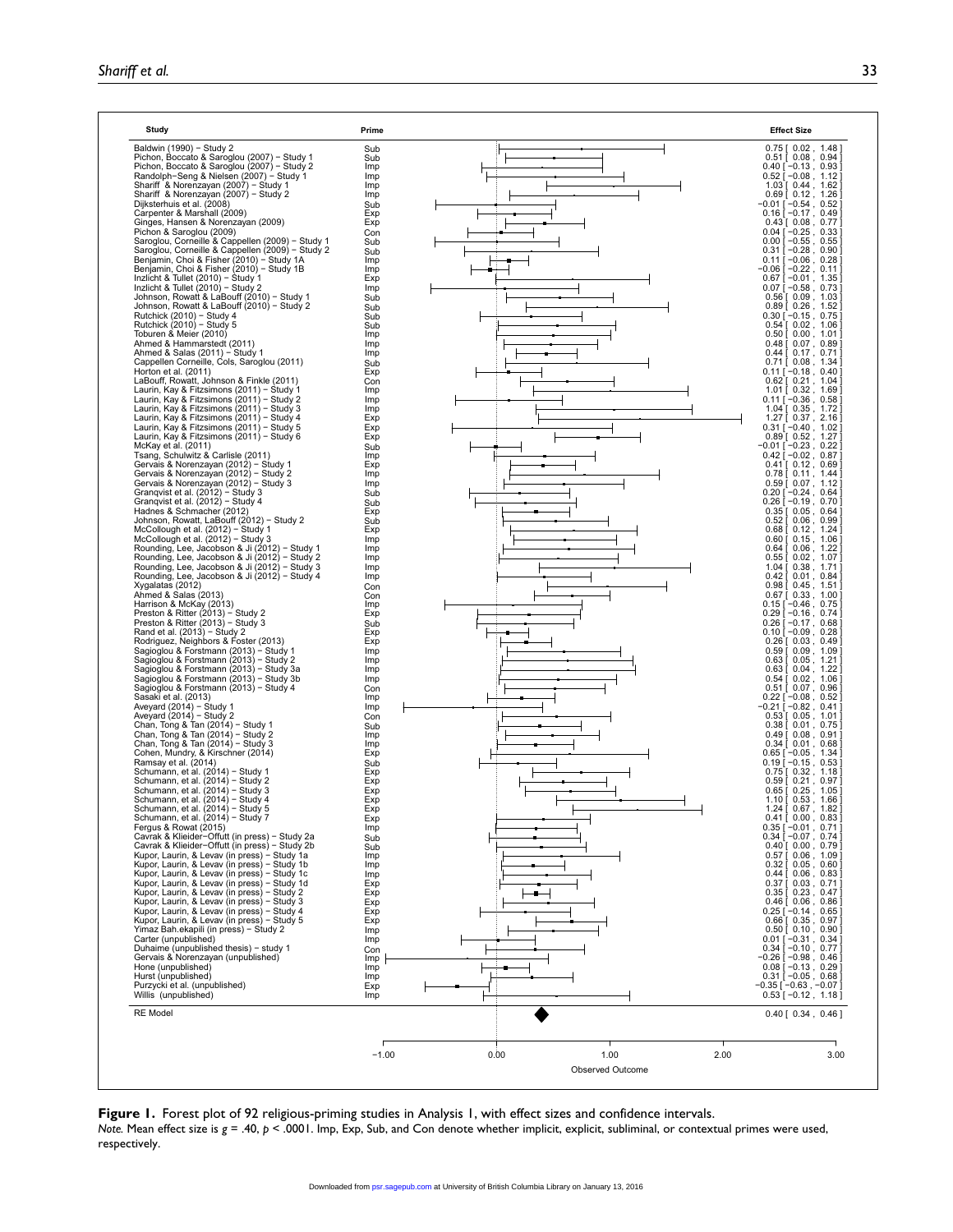| Study | Prime | Effect Size |
|---|---|---|
| Baldwin (1990) − Study 2 | Sub | 0.75 [ 0.02 , 1.48 ] |
| Pichon, Boccato & Saroglou (2007) − Study 1 | Sub | 0.51 [ 0.08 , 0.94 ] |
| Pichon, Boccato & Saroglou (2007) − Study 2 | Imp | 0.40 [ −0.13 , 0.93 ] |
| Randolph−Seng & Nielsen (2007) − Study 1 | Imp | 0.52 [ −0.08 , 1.12 ] |
| Shariff & Norenzayan (2007) − Study 1 | Imp | 1.03 [ 0.44 , 1.62 ] |
| Shariff & Norenzayan (2007) − Study 2 | Imp | 0.69 [ 0.12 , 1.26 ] |
| Dijksterhuis et al. (2008) | Sub | −0.01 [ −0.54 , 0.52 ] |
| Carpenter & Marshall (2009) | Exp | 0.16 [ −0.17 , 0.49 ] |
| Ginges, Hansen & Norenzayan (2009) | Exp | 0.43 [ 0.08 , 0.77 ] |
| Pichon & Saroglou (2009) | Con | 0.04 [ −0.25 , 0.33 ] |
| Saroglou, Corneille & Cappellen (2009) − Study 1 | Sub | 0.00 [ −0.55 , 0.55 ] |
| Saroglou, Corneille & Cappellen (2009) − Study 2 | Sub | 0.31 [ −0.28 , 0.90 ] |
| Benjamin, Choi & Fisher (2010) − Study 1A | Imp | 0.11 [ −0.06 , 0.28 ] |
| Benjamin, Choi & Fisher (2010) − Study 1B | Imp | −0.06 [ −0.22 , 0.11 ] |
| Inzlicht & Tullet (2010) − Study 1 | Exp | 0.67 [ −0.01 , 1.35 ] |
| Inzlicht & Tullet (2010) − Study 2 | Imp | 0.07 [ −0.58 , 0.73 ] |
| Johnson, Rowatt & LaBouff (2010) − Study 1 | Sub | 0.56 [ 0.09 , 1.03 ] |
| Johnson, Rowatt & LaBouff (2010) − Study 2 | Sub | 0.89 [ 0.26 , 1.52 ] |
| Rutchick (2010) − Study 4 | Sub | 0.30 [ −0.15 , 0.75 ] |
| Rutchick (2010) − Study 5 | Sub | 0.54 [ 0.02 , 1.06 ] |
| Toburen & Meier (2010) | Imp | 0.50 [ 0.00 , 1.01 ] |
| Ahmed & Hammarstedt (2011) | Imp | 0.48 [ 0.07 , 0.89 ] |
| Ahmed & Salas (2011) − Study 1 | Imp | 0.44 [ 0.17 , 0.71 ] |
| Cappellen Corneille, Cols, Saroglou (2011) | Sub | 0.71 [ 0.08 , 1.34 ] |
| Horton et al. (2011) | Exp | 0.11 [ −0.18 , 0.40 ] |
| LaBouff, Rowatt, Johnson & Finkle (2011) | Con | 0.62 [ 0.21 , 1.04 ] |
| Laurin, Kay & Fitzsimons (2011) − Study 1 | Imp | 1.01 [ 0.32 , 1.69 ] |
| Laurin, Kay & Fitzsimons (2011) − Study 2 | Imp | 0.11 [ −0.36 , 0.58 ] |
| Laurin, Kay & Fitzsimons (2011) − Study 3 | Imp | 1.04 [ 0.35 , 1.72 ] |
| Laurin, Kay & Fitzsimons (2011) − Study 4 | Exp | 1.27 [ 0.37 , 2.16 ] |
| Laurin, Kay & Fitzsimons (2011) − Study 5 | Exp | 0.31 [ −0.40 , 1.02 ] |
| Laurin, Kay & Fitzsimons (2011) − Study 6 | Exp | 0.89 [ 0.52 , 1.27 ] |
| McKay et al. (2011) | Sub | −0.01 [ −0.23 , 0.22 ] |
| Tsang, Schulwitz & Carlisle (2011) | Imp | 0.42 [ −0.02 , 0.87 ] |
| Gervais & Norenzayan (2012) − Study 1 | Exp | 0.41 [ 0.12 , 0.69 ] |
| Gervais & Norenzayan (2012) − Study 2 | Imp | 0.78 [ 0.11 , 1.44 ] |
| Gervais & Norenzayan (2012) − Study 3 | Imp | 0.59 [ 0.07 , 1.12 ] |
| Granqvist et al. (2012) − Study 3 | Sub | 0.20 [ −0.24 , 0.64 ] |
| Granqvist et al. (2012) − Study 4 | Sub | 0.26 [ −0.19 , 0.70 ] |
| Hadnes & Schmacher (2012) | Exp | 0.35 [ 0.05 , 0.64 ] |
| Johnson, Rowatt, LaBouff (2012) − Study 2 | Sub | 0.52 [ 0.06 , 0.99 ] |
| McCollough et al. (2012) − Study 1 | Exp | 0.68 [ 0.12 , 1.24 ] |
| McCollough et al. (2012) − Study 3 | Imp | 0.60 [ 0.15 , 1.06 ] |
| Rounding, Lee, Jacobson & Ji (2012) − Study 1 | Imp | 0.64 [ 0.06 , 1.22 ] |
| Rounding, Lee, Jacobson & Ji (2012) − Study 2 | Imp | 0.55 [ 0.02 , 1.07 ] |
| Rounding, Lee, Jacobson & Ji (2012) − Study 3 | Imp | 1.04 [ 0.38 , 1.71 ] |
| Rounding, Lee, Jacobson & Ji (2012) − Study 4 | Imp | 0.42 [ 0.01 , 0.84 ] |
| Xygalatas (2012) | Con | 0.98 [ 0.45 , 1.51 ] |
| Ahmed & Salas (2013) | Con | 0.67 [ 0.33 , 1.00 ] |
| Harrison & McKay (2013) | Imp | 0.15 [ −0.46 , 0.75 ] |
| Preston & Ritter (2013) − Study 2 | Exp | 0.29 [ −0.16 , 0.74 ] |
| Preston & Ritter (2013) − Study 3 | Sub | 0.26 [ −0.17 , 0.68 ] |
| Rand et al. (2013) − Study 2 | Exp | 0.10 [ −0.09 , 0.28 ] |
| Rodriguez, Neighbors & Foster (2013) | Exp | 0.26 [ 0.03 , 0.49 ] |
| Sagioglou & Forstmann (2013) − Study 1 | Imp | 0.59 [ 0.09 , 1.09 ] |
| Sagioglou & Forstmann (2013) − Study 2 | Imp | 0.63 [ 0.05 , 1.21 ] |
| Sagioglou & Forstmann (2013) − Study 3a | Imp | 0.63 [ 0.04 , 1.22 ] |
| Sagioglou & Forstmann (2013) − Study 3b | Imp | 0.54 [ 0.02 , 1.06 ] |
| Sagioglou & Forstmann (2013) − Study 4 | Con | 0.51 [ 0.07 , 0.96 ] |
| Sasaki et al. (2013) | Imp | 0.22 [ −0.08 , 0.52 ] |
| Aveyard (2014) − Study 1 | Imp | −0.21 [ −0.82 , 0.41 ] |
| Aveyard (2014) − Study 2 | Con | 0.53 [ 0.05 , 1.01 ] |
| Chan, Tong & Tan (2014) − Study 1 | Sub | 0.38 [ 0.01 , 0.75 ] |
| Chan, Tong & Tan (2014) − Study 2 | Imp | 0.49 [ 0.08 , 0.91 ] |
| Chan, Tong & Tan (2014) − Study 3 | Imp | 0.34 [ 0.01 , 0.68 ] |
| Cohen, Mundry, & Kirschner (2014) | Exp | 0.65 [ −0.05 , 1.34 ] |
| Ramsay et al. (2014) | Sub | 0.19 [ −0.15 , 0.53 ] |
| Schumann, et al. (2014) − Study 1 | Exp | 0.75 [ 0.32 , 1.18 ] |
| Schumann, et al. (2014) − Study 2 | Exp | 0.59 [ 0.21 , 0.97 ] |
| Schumann, et al. (2014) − Study 3 | Exp | 0.65 [ 0.25 , 1.05 ] |
| Schumann, et al. (2014) − Study 4 | Exp | 1.10 [ 0.53 , 1.66 ] |
| Schumann, et al. (2014) − Study 5 | Exp | 1.24 [ 0.67 , 1.82 ] |
| Schumann, et al. (2014) − Study 7 | Exp | 0.41 [ 0.00 , 0.83 ] |
| Fergus & Rowat (2015) | Imp | 0.35 [ −0.01 , 0.71 ] |
| Cavrak & Kleider−Offutt (in press) − Study 2a | Sub | 0.34 [ −0.07 , 0.74 ] |
| Cavrak & Kleider−Offutt (in press) − Study 2b | Sub | 0.40 [ 0.00 , 0.79 ] |
| Kupor, Laurin, & Levav (in press) − Study 1a | Imp | 0.57 [ 0.06 , 1.09 ] |
| Kupor, Laurin, & Levav (in press) − Study 1b | Imp | 0.32 [ 0.05 , 0.60 ] |
| Kupor, Laurin, & Levav (in press) − Study 1c | Imp | 0.44 [ 0.06 , 0.83 ] |
| Kupor, Laurin, & Levav (in press) − Study 1d | Exp | 0.37 [ 0.03 , 0.71 ] |
| Kupor, Laurin, & Levav (in press) − Study 2 | Exp | 0.35 [ 0.23 , 0.47 ] |
| Kupor, Laurin, & Levav (in press) − Study 3 | Exp | 0.46 [ 0.06 , 0.86 ] |
| Kupor, Laurin, & Levav (in press) − Study 4 | Exp | 0.25 [ −0.14 , 0.65 ] |
| Kupor, Laurin, & Levav (in press) − Study 5 | Exp | 0.66 [ 0.35 , 0.97 ] |
| Yimaz Bah.ekapili (in press) − Study 2 | Imp | 0.50 [ 0.10 , 0.90 ] |
| Carter (unpublished) | Imp | 0.01 [ −0.31 , 0.34 ] |
| Duhaime (unpublished thesis) − study 1 | Con | 0.34 [ −0.10 , 0.77 ] |
| Gervais & Norenzayan (unpublished) | Imp | −0.26 [ −0.98 , 0.46 ] |
| Hone (unpublished) | Imp | 0.08 [ −0.13 , 0.29 ] |
| Hurst (unpublished) | Imp | 0.31 [ −0.05 , 0.68 ] |
| Purzycki et al. (unpublished) | Exp | −0.35 [ −0.63 , −0.07 ] |
| Willis (unpublished) | Imp | 0.53 [ −0.12 , 1.18 ] |
| RE Model | | 0.40 [ 0.34 , 0.46 ] |

Observed Outcome (axis: −1.00, 0.00, 1.00, 2.00, 3.00)

**Figure 1.** Forest plot of 92 religious-priming studies in Analysis 1, with effect sizes and confidence intervals.
*Note.* Mean effect size is $g = .40$, $p < .0001$. Imp, Exp, Sub, and Con denote whether implicit, explicit, subliminal, or contextual primes were used, respectively.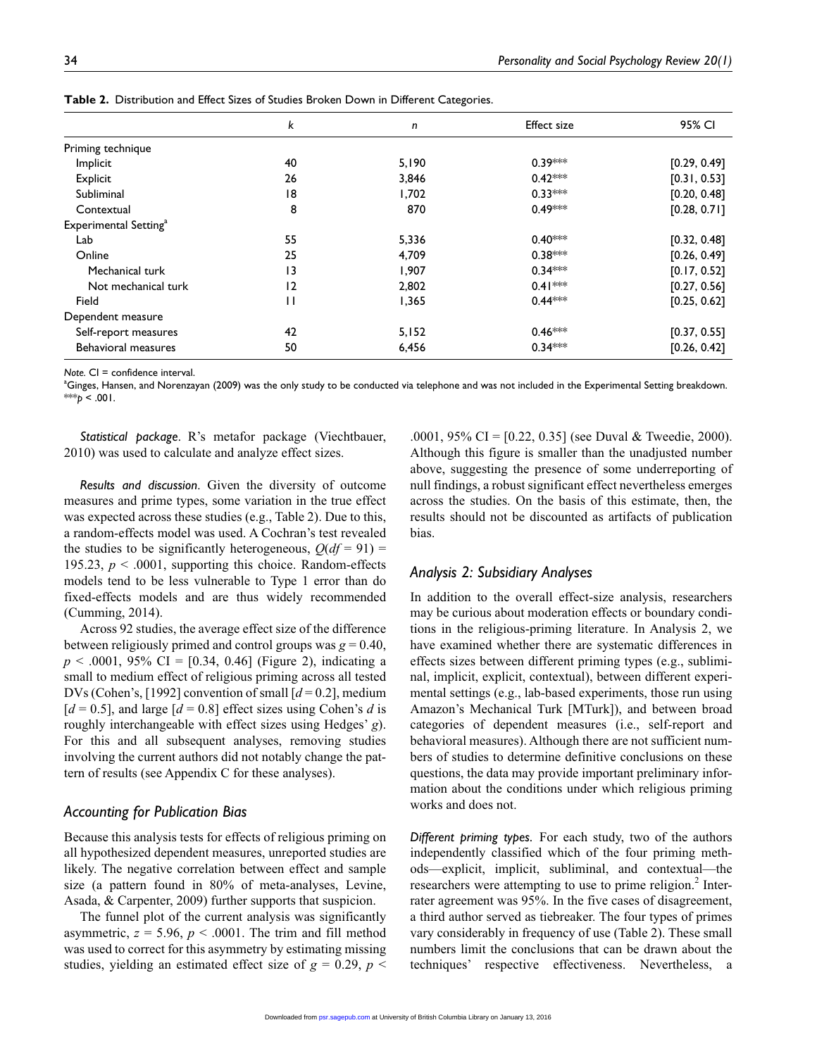**Table 2.** Distribution and Effect Sizes of Studies Broken Down in Different Categories.

| | *k* | *n* | Effect size | 95% CI |
|---|---|---|---|---|
| Priming technique | | | | |
| Implicit | 40 | 5,190 | 0.39*** | [0.29, 0.49] |
| Explicit | 26 | 3,846 | 0.42*** | [0.31, 0.53] |
| Subliminal | 18 | 1,702 | 0.33*** | [0.20, 0.48] |
| Contextual | 8 | 870 | 0.49*** | [0.28, 0.71] |
| Experimental Setting[a] | | | | |
| Lab | 55 | 5,336 | 0.40*** | [0.32, 0.48] |
| Online | 25 | 4,709 | 0.38*** | [0.26, 0.49] |
| Mechanical turk | 13 | 1,907 | 0.34*** | [0.17, 0.52] |
| Not mechanical turk | 12 | 2,802 | 0.41*** | [0.27, 0.56] |
| Field | 11 | 1,365 | 0.44*** | [0.25, 0.62] |
| Dependent measure | | | | |
| Self-report measures | 42 | 5,152 | 0.46*** | [0.37, 0.55] |
| Behavioral measures | 50 | 6,456 | 0.34*** | [0.26, 0.42] |

*Note.* CI = confidence interval.
[a]Ginges, Hansen, and Norenzayan (2009) was the only study to be conducted via telephone and was not included in the Experimental Setting breakdown.
***$p < .001$.

*Statistical package.* R's metafor package (Viechtbauer, 2010) was used to calculate and analyze effect sizes.

*Results and discussion.* Given the diversity of outcome measures and prime types, some variation in the true effect was expected across these studies (e.g., Table 2). Due to this, a random-effects model was used. A Cochran's test revealed the studies to be significantly heterogeneous, $Q(df = 91) = 195.23$, $p < .0001$, supporting this choice. Random-effects models tend to be less vulnerable to Type 1 error than do fixed-effects models and are thus widely recommended (Cumming, 2014).

Across 92 studies, the average effect size of the difference between religiously primed and control groups was $g = 0.40$, $p < .0001$, 95% CI = [0.34, 0.46] (Figure 2), indicating a small to medium effect of religious priming across all tested DVs (Cohen's, [1992] convention of small [$d = 0.2$], medium [$d = 0.5$], and large [$d = 0.8$] effect sizes using Cohen's $d$ is roughly interchangeable with effect sizes using Hedges' $g$). For this and all subsequent analyses, removing studies involving the current authors did not notably change the pattern of results (see Appendix C for these analyses).

## Accounting for Publication Bias

Because this analysis tests for effects of religious priming on all hypothesized dependent measures, unreported studies are likely. The negative correlation between effect and sample size (a pattern found in 80% of meta-analyses, Levine, Asada, & Carpenter, 2009) further supports that suspicion.

The funnel plot of the current analysis was significantly asymmetric, $z = 5.96$, $p < .0001$. The trim and fill method was used to correct for this asymmetry by estimating missing studies, yielding an estimated effect size of $g = 0.29$, $p < .0001$, 95% CI = [0.22, 0.35] (see Duval & Tweedie, 2000). Although this figure is smaller than the unadjusted number above, suggesting the presence of some underreporting of null findings, a robust significant effect nevertheless emerges across the studies. On the basis of this estimate, then, the results should not be discounted as artifacts of publication bias.

## Analysis 2: Subsidiary Analyses

In addition to the overall effect-size analysis, researchers may be curious about moderation effects or boundary conditions in the religious-priming literature. In Analysis 2, we have examined whether there are systematic differences in effects sizes between different priming types (e.g., subliminal, implicit, explicit, contextual), between different experimental settings (e.g., lab-based experiments, those run using Amazon's Mechanical Turk [MTurk]), and between broad categories of dependent measures (i.e., self-report and behavioral measures). Although there are not sufficient numbers of studies to determine definitive conclusions on these questions, the data may provide important preliminary information about the conditions under which religious priming works and does not.

*Different priming types.* For each study, two of the authors independently classified which of the four priming methods—explicit, implicit, subliminal, and contextual—the researchers were attempting to use to prime religion.[2] Inter-rater agreement was 95%. In the five cases of disagreement, a third author served as tiebreaker. The four types of primes vary considerably in frequency of use (Table 2). These small numbers limit the conclusions that can be drawn about the techniques' respective effectiveness. Nevertheless, a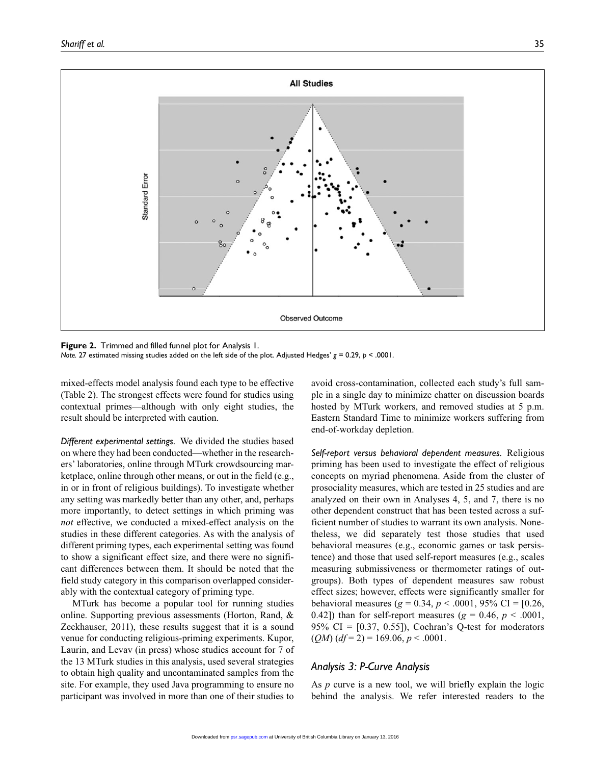**Figure 2.** Trimmed and filled funnel plot for Analysis 1.
*Note.* 27 estimated missing studies added on the left side of the plot. Adjusted Hedges' $g = 0.29$, $p < .0001$.

mixed-effects model analysis found each type to be effective (Table 2). The strongest effects were found for studies using contextual primes—although with only eight studies, the result should be interpreted with caution.

*Different experimental settings.* We divided the studies based on where they had been conducted—whether in the researchers' laboratories, online through MTurk crowdsourcing marketplace, online through other means, or out in the field (e.g., in or in front of religious buildings). To investigate whether any setting was markedly better than any other, and, perhaps more importantly, to detect settings in which priming was *not* effective, we conducted a mixed-effect analysis on the studies in these different categories. As with the analysis of different priming types, each experimental setting was found to show a significant effect size, and there were no significant differences between them. It should be noted that the field study category in this comparison overlapped considerably with the contextual category of priming type.

MTurk has become a popular tool for running studies online. Supporting previous assessments (Horton, Rand, & Zeckhauser, 2011), these results suggest that it is a sound venue for conducting religious-priming experiments. Kupor, Laurin, and Levav (in press) whose studies account for 7 of the 13 MTurk studies in this analysis, used several strategies to obtain high quality and uncontaminated samples from the site. For example, they used Java programming to ensure no participant was involved in more than one of their studies to avoid cross-contamination, collected each study's full sample in a single day to minimize chatter on discussion boards hosted by MTurk workers, and removed studies at 5 p.m. Eastern Standard Time to minimize workers suffering from end-of-workday depletion.

*Self-report versus behavioral dependent measures.* Religious priming has been used to investigate the effect of religious concepts on myriad phenomena. Aside from the cluster of prosociality measures, which are tested in 25 studies and are analyzed on their own in Analyses 4, 5, and 7, there is no other dependent construct that has been tested across a sufficient number of studies to warrant its own analysis. Nonetheless, we did separately test those studies that used behavioral measures (e.g., economic games or task persistence) and those that used self-report measures (e.g., scales measuring submissiveness or thermometer ratings of outgroups). Both types of dependent measures saw robust effect sizes; however, effects were significantly smaller for behavioral measures ($g = 0.34$, $p < .0001$, 95% CI = [0.26, 0.42]) than for self-report measures ($g = 0.46$, $p < .0001$, 95% CI = [0.37, 0.55]), Cochran's Q-test for moderators ($QM$) ($df = 2$) = 169.06, $p < .0001$.

## Analysis 3: P-Curve Analysis

As $p$ curve is a new tool, we will briefly explain the logic behind the analysis. We refer interested readers to the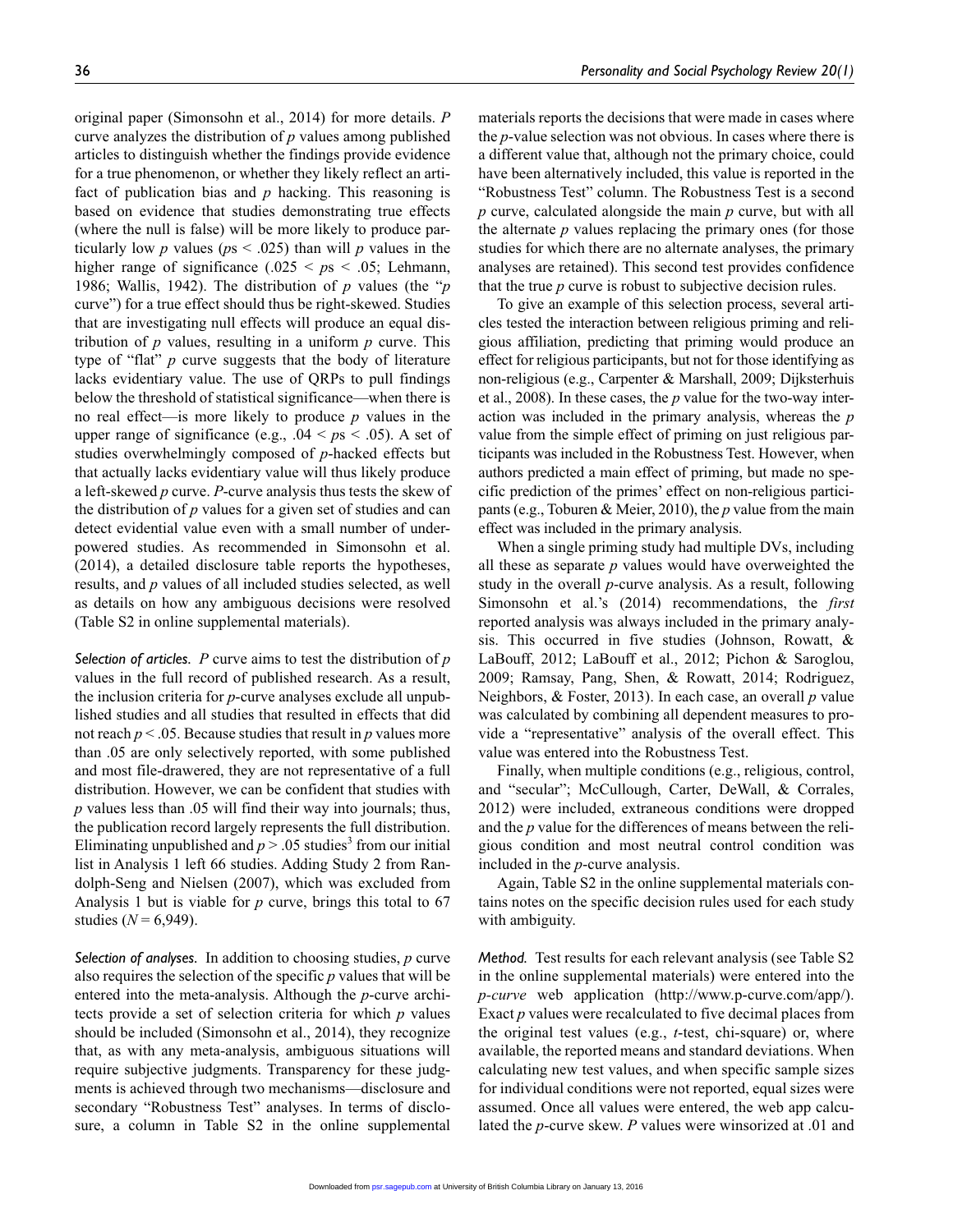original paper (Simonsohn et al., 2014) for more details. *P* curve analyzes the distribution of *p* values among published articles to distinguish whether the findings provide evidence for a true phenomenon, or whether they likely reflect an artifact of publication bias and *p* hacking. This reasoning is based on evidence that studies demonstrating true effects (where the null is false) will be more likely to produce particularly low *p* values ($ps < .025$) than will *p* values in the higher range of significance ($.025 < ps < .05$; Lehmann, 1986; Wallis, 1942). The distribution of *p* values (the "*p* curve") for a true effect should thus be right-skewed. Studies that are investigating null effects will produce an equal distribution of *p* values, resulting in a uniform *p* curve. This type of "flat" *p* curve suggests that the body of literature lacks evidentiary value. The use of QRPs to pull findings below the threshold of statistical significance—when there is no real effect—is more likely to produce *p* values in the upper range of significance (e.g., $.04 < ps < .05$). A set of studies overwhelmingly composed of *p*-hacked effects but that actually lacks evidentiary value will thus likely produce a left-skewed *p* curve. *P*-curve analysis thus tests the skew of the distribution of *p* values for a given set of studies and can detect evidential value even with a small number of underpowered studies. As recommended in Simonsohn et al. (2014), a detailed disclosure table reports the hypotheses, results, and *p* values of all included studies selected, as well as details on how any ambiguous decisions were resolved (Table S2 in online supplemental materials).

*Selection of articles.* *P* curve aims to test the distribution of *p* values in the full record of published research. As a result, the inclusion criteria for *p*-curve analyses exclude all unpublished studies and all studies that resulted in effects that did not reach $p < .05$. Because studies that result in *p* values more than .05 are only selectively reported, with some published and most file-drawered, they are not representative of a full distribution. However, we can be confident that studies with *p* values less than .05 will find their way into journals; thus, the publication record largely represents the full distribution. Eliminating unpublished and $p > .05$ studies[3] from our initial list in Analysis 1 left 66 studies. Adding Study 2 from Randolph-Seng and Nielsen (2007), which was excluded from Analysis 1 but is viable for *p* curve, brings this total to 67 studies ($N = 6{,}949$).

*Selection of analyses.* In addition to choosing studies, *p* curve also requires the selection of the specific *p* values that will be entered into the meta-analysis. Although the *p*-curve architects provide a set of selection criteria for which *p* values should be included (Simonsohn et al., 2014), they recognize that, as with any meta-analysis, ambiguous situations will require subjective judgments. Transparency for these judgments is achieved through two mechanisms—disclosure and secondary "Robustness Test" analyses. In terms of disclosure, a column in Table S2 in the online supplemental materials reports the decisions that were made in cases where the *p*-value selection was not obvious. In cases where there is a different value that, although not the primary choice, could have been alternatively included, this value is reported in the "Robustness Test" column. The Robustness Test is a second *p* curve, calculated alongside the main *p* curve, but with all the alternate *p* values replacing the primary ones (for those studies for which there are no alternate analyses, the primary analyses are retained). This second test provides confidence that the true *p* curve is robust to subjective decision rules.

To give an example of this selection process, several articles tested the interaction between religious priming and religious affiliation, predicting that priming would produce an effect for religious participants, but not for those identifying as non-religious (e.g., Carpenter & Marshall, 2009; Dijksterhuis et al., 2008). In these cases, the *p* value for the two-way interaction was included in the primary analysis, whereas the *p* value from the simple effect of priming on just religious participants was included in the Robustness Test. However, when authors predicted a main effect of priming, but made no specific prediction of the primes' effect on non-religious participants (e.g., Toburen & Meier, 2010), the *p* value from the main effect was included in the primary analysis.

When a single priming study had multiple DVs, including all these as separate *p* values would have overweighted the study in the overall *p*-curve analysis. As a result, following Simonsohn et al.'s (2014) recommendations, the *first* reported analysis was always included in the primary analysis. This occurred in five studies (Johnson, Rowatt, & LaBouff, 2012; LaBouff et al., 2012; Pichon & Saroglou, 2009; Ramsay, Pang, Shen, & Rowatt, 2014; Rodriguez, Neighbors, & Foster, 2013). In each case, an overall *p* value was calculated by combining all dependent measures to provide a "representative" analysis of the overall effect. This value was entered into the Robustness Test.

Finally, when multiple conditions (e.g., religious, control, and "secular"; McCullough, Carter, DeWall, & Corrales, 2012) were included, extraneous conditions were dropped and the *p* value for the differences of means between the religious condition and most neutral control condition was included in the *p*-curve analysis.

Again, Table S2 in the online supplemental materials contains notes on the specific decision rules used for each study with ambiguity.

*Method.* Test results for each relevant analysis (see Table S2 in the online supplemental materials) were entered into the *p-curve* web application (http://www.p-curve.com/app/). Exact *p* values were recalculated to five decimal places from the original test values (e.g., *t*-test, chi-square) or, where available, the reported means and standard deviations. When calculating new test values, and when specific sample sizes for individual conditions were not reported, equal sizes were assumed. Once all values were entered, the web app calculated the *p*-curve skew. *P* values were winsorized at .01 and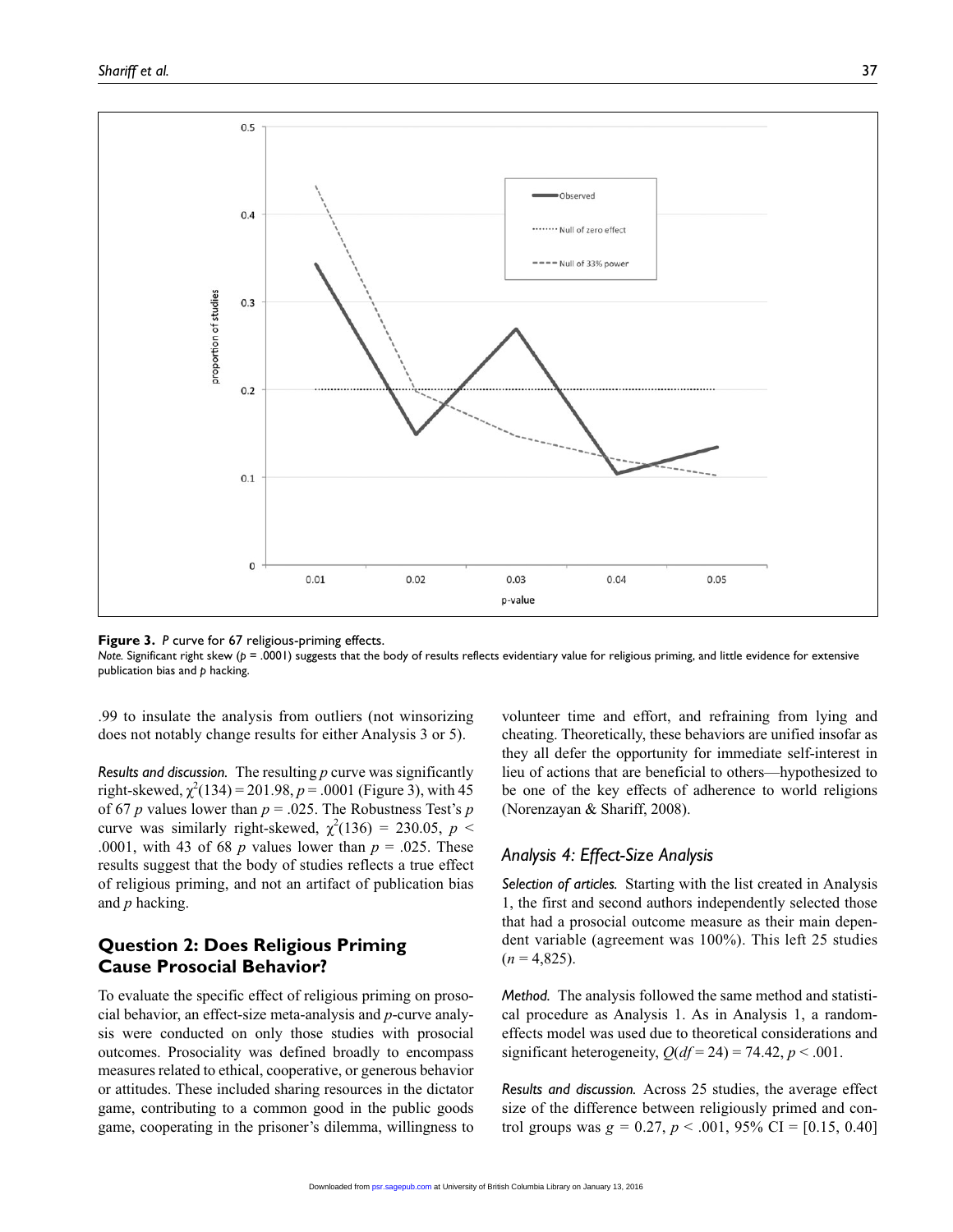**Figure 3.** *P* curve for 67 religious-priming effects.

*Note.* Significant right skew ($p$ = .0001) suggests that the body of results reflects evidentiary value for religious priming, and little evidence for extensive publication bias and $p$ hacking.

.99 to insulate the analysis from outliers (not winsorizing does not notably change results for either Analysis 3 or 5).

*Results and discussion.* The resulting $p$ curve was significantly right-skewed, $\chi^2(134) = 201.98$, $p = .0001$ (Figure 3), with 45 of 67 $p$ values lower than $p = .025$. The Robustness Test's $p$ curve was similarly right-skewed, $\chi^2(136) = 230.05$, $p < .0001$, with 43 of 68 $p$ values lower than $p = .025$. These results suggest that the body of studies reflects a true effect of religious priming, and not an artifact of publication bias and $p$ hacking.

## Question 2: Does Religious Priming Cause Prosocial Behavior?

To evaluate the specific effect of religious priming on prosocial behavior, an effect-size meta-analysis and $p$-curve analysis were conducted on only those studies with prosocial outcomes. Prosociality was defined broadly to encompass measures related to ethical, cooperative, or generous behavior or attitudes. These included sharing resources in the dictator game, contributing to a common good in the public goods game, cooperating in the prisoner's dilemma, willingness to volunteer time and effort, and refraining from lying and cheating. Theoretically, these behaviors are unified insofar as they all defer the opportunity for immediate self-interest in lieu of actions that are beneficial to others—hypothesized to be one of the key effects of adherence to world religions (Norenzayan & Shariff, 2008).

### Analysis 4: Effect-Size Analysis

*Selection of articles.* Starting with the list created in Analysis 1, the first and second authors independently selected those that had a prosocial outcome measure as their main dependent variable (agreement was 100%). This left 25 studies ($n$ = 4,825).

*Method.* The analysis followed the same method and statistical procedure as Analysis 1. As in Analysis 1, a random-effects model was used due to theoretical considerations and significant heterogeneity, $Q(df = 24) = 74.42$, $p < .001$.

*Results and discussion.* Across 25 studies, the average effect size of the difference between religiously primed and control groups was $g = 0.27$, $p < .001$, 95% CI = [0.15, 0.40]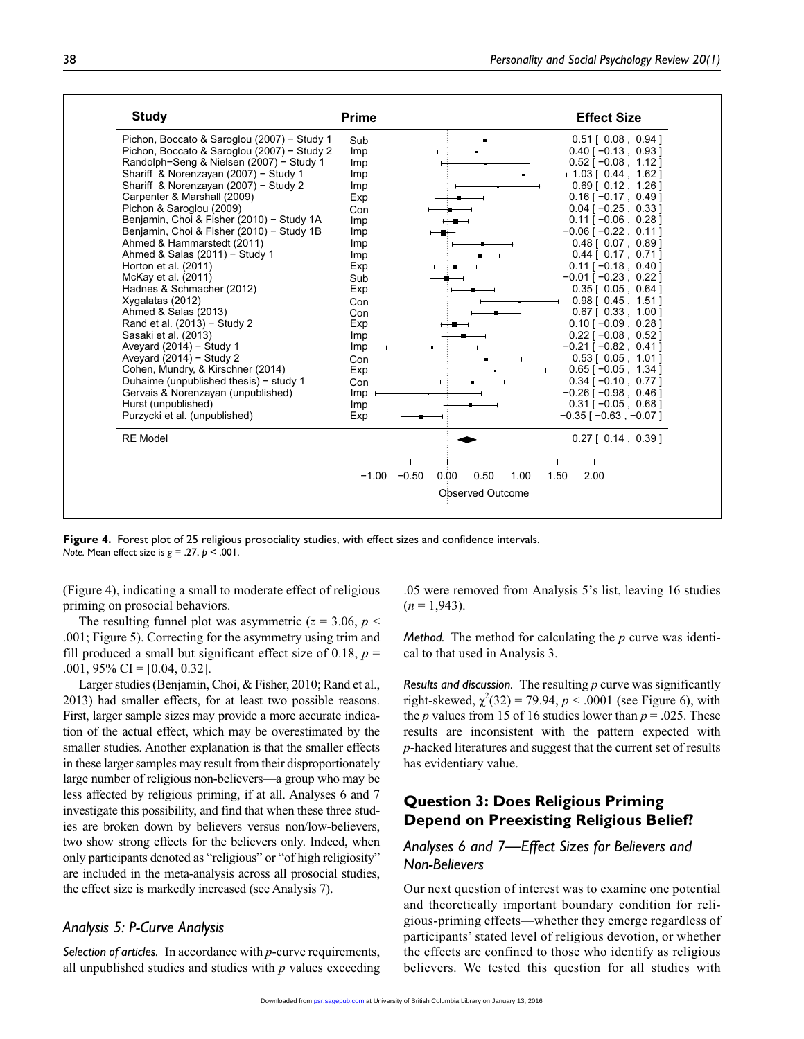| Study | Prime | Effect Size |
|---|---|---|
| Pichon, Boccato & Saroglou (2007) − Study 1 | Sub | 0.51 [ 0.08 , 0.94 ] |
| Pichon, Boccato & Saroglou (2007) − Study 2 | Imp | 0.40 [ −0.13 , 0.93 ] |
| Randolph−Seng & Nielsen (2007) − Study 1 | Imp | 0.52 [ −0.08 , 1.12 ] |
| Shariff & Norenzayan (2007) − Study 1 | Imp | 1.03 [ 0.44 , 1.62 ] |
| Shariff & Norenzayan (2007) − Study 2 | Imp | 0.69 [ 0.12 , 1.26 ] |
| Carpenter & Marshall (2009) | Exp | 0.16 [ −0.17 , 0.49 ] |
| Pichon & Saroglou (2009) | Con | 0.04 [ −0.25 , 0.33 ] |
| Benjamin, Choi & Fisher (2010) − Study 1A | Imp | 0.11 [ −0.06 , 0.28 ] |
| Benjamin, Choi & Fisher (2010) − Study 1B | Imp | −0.06 [ −0.22 , 0.11 ] |
| Ahmed & Hammarstedt (2011) | Imp | 0.48 [ 0.07 , 0.89 ] |
| Ahmed & Salas (2011) − Study 1 | Imp | 0.44 [ 0.17 , 0.71 ] |
| Horton et al. (2011) | Exp | 0.11 [ −0.18 , 0.40 ] |
| McKay et al. (2011) | Sub | −0.01 [ −0.23 , 0.22 ] |
| Hadnes & Schmacher (2012) | Exp | 0.35 [ 0.05 , 0.64 ] |
| Xygalatas (2012) | Con | 0.98 [ 0.45 , 1.51 ] |
| Ahmed & Salas (2013) | Con | 0.67 [ 0.33 , 1.00 ] |
| Rand et al. (2013) − Study 2 | Exp | 0.10 [ −0.09 , 0.28 ] |
| Sasaki et al. (2013) | Imp | 0.22 [ −0.08 , 0.52 ] |
| Aveyard (2014) − Study 1 | Imp | −0.21 [ −0.82 , 0.41 ] |
| Aveyard (2014) − Study 2 | Con | 0.53 [ 0.05 , 1.01 ] |
| Cohen, Mundry, & Kirschner (2014) | Exp | 0.65 [ −0.05 , 1.34 ] |
| Duhaime (unpublished thesis) − study 1 | Con | 0.34 [ −0.10 , 0.77 ] |
| Gervais & Norenzayan (unpublished) | Imp | −0.26 [ −0.98 , 0.46 ] |
| Hurst (unpublished) | Imp | 0.31 [ −0.05 , 0.68 ] |
| Purzycki et al. (unpublished) | Exp | −0.35 [ −0.63 , −0.07 ] |
| RE Model | | 0.27 [ 0.14 , 0.39 ] |

Observed Outcome (axis: −1.00, −0.50, 0.00, 0.50, 1.00, 1.50, 2.00)

**Figure 4.** Forest plot of 25 religious prosociality studies, with effect sizes and confidence intervals.
*Note.* Mean effect size is $g = .27$, $p < .001$.

(Figure 4), indicating a small to moderate effect of religious priming on prosocial behaviors.

The resulting funnel plot was asymmetric ($z = 3.06$, $p < .001$; Figure 5). Correcting for the asymmetry using trim and fill produced a small but significant effect size of 0.18, $p = .001$, 95% CI = [0.04, 0.32].

Larger studies (Benjamin, Choi, & Fisher, 2010; Rand et al., 2013) had smaller effects, for at least two possible reasons. First, larger sample sizes may provide a more accurate indication of the actual effect, which may be overestimated by the smaller studies. Another explanation is that the smaller effects in these larger samples may result from their disproportionately large number of religious non-believers—a group who may be less affected by religious priming, if at all. Analyses 6 and 7 investigate this possibility, and find that when these three studies are broken down by believers versus non/low-believers, two show strong effects for the believers only. Indeed, when only participants denoted as "religious" or "of high religiosity" are included in the meta-analysis across all prosocial studies, the effect size is markedly increased (see Analysis 7).

### *Analysis 5: P-Curve Analysis*

*Selection of articles.* In accordance with *p*-curve requirements, all unpublished studies and studies with *p* values exceeding .05 were removed from Analysis 5's list, leaving 16 studies ($n = 1,943$).

*Method.* The method for calculating the *p* curve was identical to that used in Analysis 3.

*Results and discussion.* The resulting *p* curve was significantly right-skewed, $\chi^2(32) = 79.94$, $p < .0001$ (see Figure 6), with the *p* values from 15 of 16 studies lower than $p = .025$. These results are inconsistent with the pattern expected with *p*-hacked literatures and suggest that the current set of results has evidentiary value.

## Question 3: Does Religious Priming Depend on Preexisting Religious Belief?

### *Analyses 6 and 7—Effect Sizes for Believers and Non-Believers*

Our next question of interest was to examine one potential and theoretically important boundary condition for religious-priming effects—whether they emerge regardless of participants' stated level of religious devotion, or whether the effects are confined to those who identify as religious believers. We tested this question for all studies with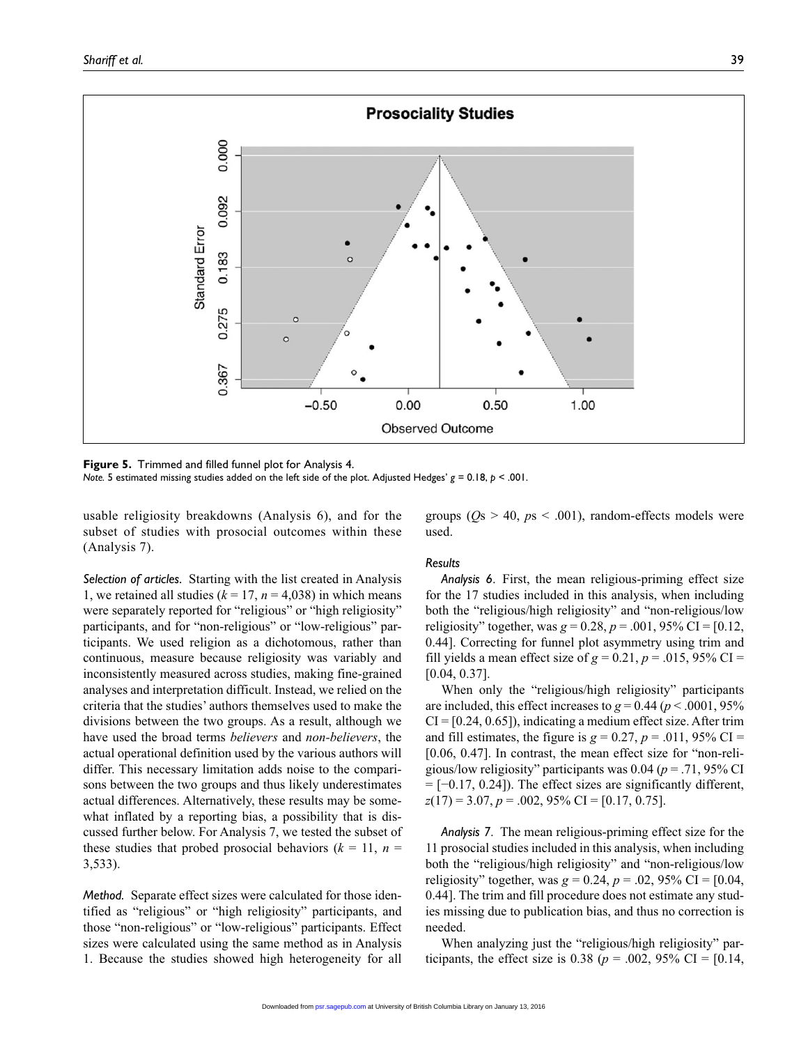**Figure 5.** Trimmed and filled funnel plot for Analysis 4.
*Note.* 5 estimated missing studies added on the left side of the plot. Adjusted Hedges' $g = 0.18$, $p < .001$.

usable religiosity breakdowns (Analysis 6), and for the subset of studies with prosocial outcomes within these (Analysis 7).

*Selection of articles.* Starting with the list created in Analysis 1, we retained all studies ($k = 17$, $n = 4{,}038$) in which means were separately reported for "religious" or "high religiosity" participants, and for "non-religious" or "low-religious" participants. We used religion as a dichotomous, rather than continuous, measure because religiosity was variably and inconsistently measured across studies, making fine-grained analyses and interpretation difficult. Instead, we relied on the criteria that the studies' authors themselves used to make the divisions between the two groups. As a result, although we have used the broad terms *believers* and *non-believers*, the actual operational definition used by the various authors will differ. This necessary limitation adds noise to the comparisons between the two groups and thus likely underestimates actual differences. Alternatively, these results may be somewhat inflated by a reporting bias, a possibility that is discussed further below. For Analysis 7, we tested the subset of these studies that probed prosocial behaviors ($k = 11$, $n = 3{,}533$).

*Method.* Separate effect sizes were calculated for those identified as "religious" or "high religiosity" participants, and those "non-religious" or "low-religious" participants. Effect sizes were calculated using the same method as in Analysis 1. Because the studies showed high heterogeneity for all groups ($Q$s > 40, $p$s < .001), random-effects models were used.

### *Results*

*Analysis 6.* First, the mean religious-priming effect size for the 17 studies included in this analysis, when including both the "religious/high religiosity" and "non-religious/low religiosity" together, was $g = 0.28$, $p = .001$, 95% CI = [0.12, 0.44]. Correcting for funnel plot asymmetry using trim and fill yields a mean effect size of $g = 0.21$, $p = .015$, 95% CI = [0.04, 0.37].

When only the "religious/high religiosity" participants are included, this effect increases to $g = 0.44$ ($p < .0001$, 95% CI = [0.24, 0.65]), indicating a medium effect size. After trim and fill estimates, the figure is $g = 0.27$, $p = .011$, 95% CI = [0.06, 0.47]. In contrast, the mean effect size for "non-religious/low religiosity" participants was 0.04 ($p = .71$, 95% CI = [−0.17, 0.24]). The effect sizes are significantly different, $z(17) = 3.07$, $p = .002$, 95% CI = [0.17, 0.75].

*Analysis 7.* The mean religious-priming effect size for the 11 prosocial studies included in this analysis, when including both the "religious/high religiosity" and "non-religious/low religiosity" together, was $g = 0.24$, $p = .02$, 95% CI = [0.04, 0.44]. The trim and fill procedure does not estimate any studies missing due to publication bias, and thus no correction is needed.

When analyzing just the "religious/high religiosity" participants, the effect size is 0.38 ($p = .002$, 95% CI = [0.14,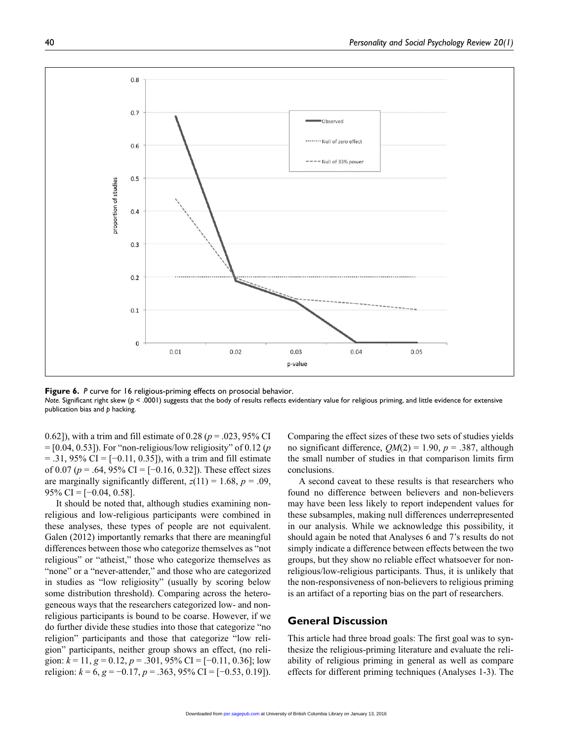**Figure 6.** *P* curve for 16 religious-priming effects on prosocial behavior.

*Note.* Significant right skew ($p < .0001$) suggests that the body of results reflects evidentiary value for religious priming, and little evidence for extensive publication bias and *p* hacking.

0.62]), with a trim and fill estimate of 0.28 ($p = .023$, 95% CI = [0.04, 0.53]). For "non-religious/low religiosity" of 0.12 ($p = .31$, 95% CI = [−0.11, 0.35]), with a trim and fill estimate of 0.07 ($p = .64$, 95% CI = [−0.16, 0.32]). These effect sizes are marginally significantly different, $z(11) = 1.68$, $p = .09$, 95% CI = [−0.04, 0.58].

It should be noted that, although studies examining non-religious and low-religious participants were combined in these analyses, these types of people are not equivalent. Galen (2012) importantly remarks that there are meaningful differences between those who categorize themselves as "not religious" or "atheist," those who categorize themselves as "none" or a "never-attender," and those who are categorized in studies as "low religiosity" (usually by scoring below some distribution threshold). Comparing across the heterogeneous ways that the researchers categorized low- and non-religious participants is bound to be coarse. However, if we do further divide these studies into those that categorize "no religion" participants and those that categorize "low religion" participants, neither group shows an effect, (no religion: $k = 11$, $g = 0.12$, $p = .301$, 95% CI = [−0.11, 0.36]; low religion: $k = 6$, $g = −0.17$, $p = .363$, 95% CI = [−0.53, 0.19]). Comparing the effect sizes of these two sets of studies yields no significant difference, $QM(2) = 1.90$, $p = .387$, although the small number of studies in that comparison limits firm conclusions.

A second caveat to these results is that researchers who found no difference between believers and non-believers may have been less likely to report independent values for these subsamples, making null differences underrepresented in our analysis. While we acknowledge this possibility, it should again be noted that Analyses 6 and 7's results do not simply indicate a difference between effects between the two groups, but they show no reliable effect whatsoever for non-religious/low-religious participants. Thus, it is unlikely that the non-responsiveness of non-believers to religious priming is an artifact of a reporting bias on the part of researchers.

## General Discussion

This article had three broad goals: The first goal was to synthesize the religious-priming literature and evaluate the reliability of religious priming in general as well as compare effects for different priming techniques (Analyses 1-3). The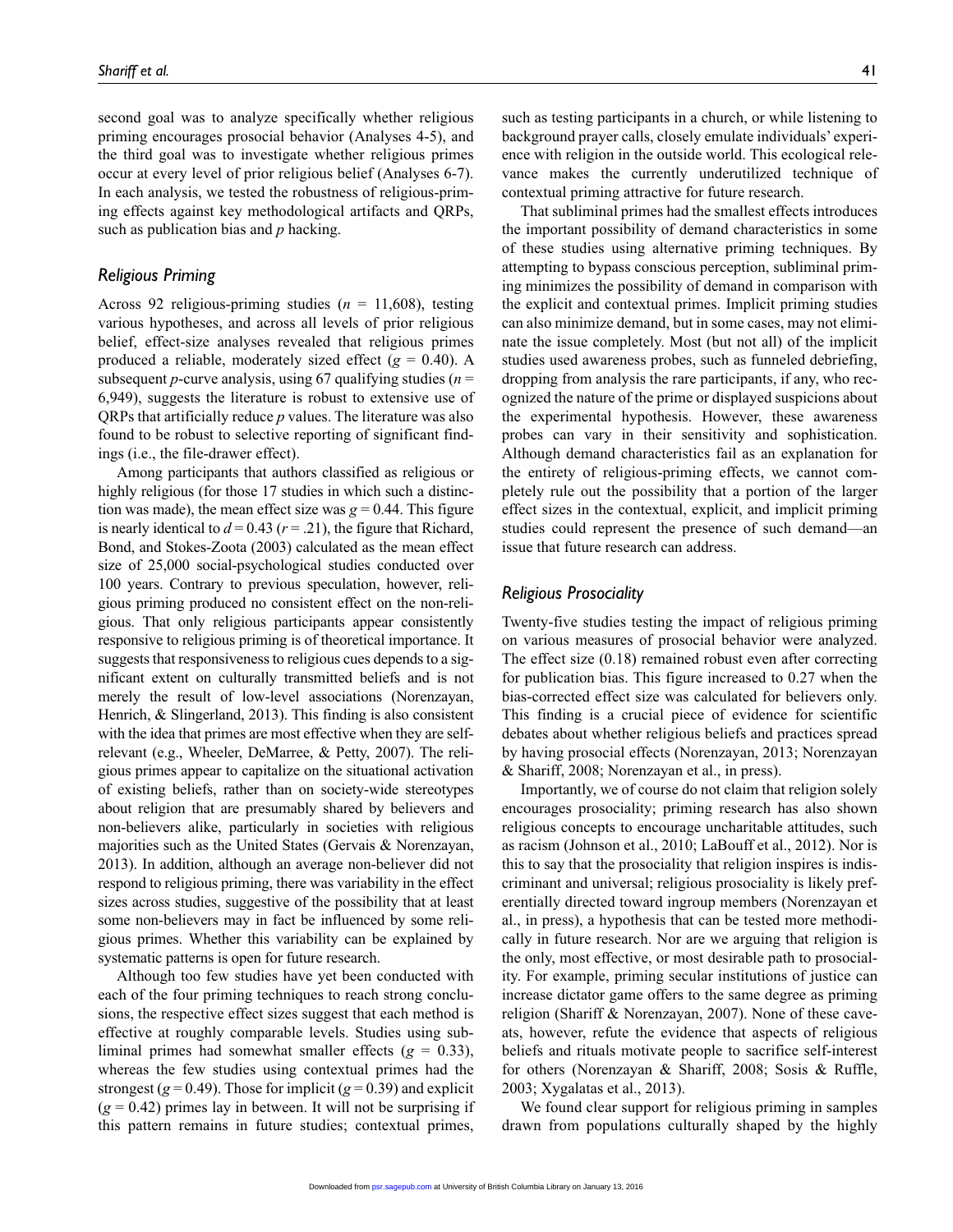second goal was to analyze specifically whether religious priming encourages prosocial behavior (Analyses 4-5), and the third goal was to investigate whether religious primes occur at every level of prior religious belief (Analyses 6-7). In each analysis, we tested the robustness of religious-priming effects against key methodological artifacts and QRPs, such as publication bias and *p* hacking.

### *Religious Priming*

Across 92 religious-priming studies ($n$ = 11,608), testing various hypotheses, and across all levels of prior religious belief, effect-size analyses revealed that religious primes produced a reliable, moderately sized effect ($g$ = 0.40). A subsequent *p*-curve analysis, using 67 qualifying studies ($n$ = 6,949), suggests the literature is robust to extensive use of QRPs that artificially reduce *p* values. The literature was also found to be robust to selective reporting of significant findings (i.e., the file-drawer effect).

Among participants that authors classified as religious or highly religious (for those 17 studies in which such a distinction was made), the mean effect size was $g$ = 0.44. This figure is nearly identical to $d$ = 0.43 ($r$ = .21), the figure that Richard, Bond, and Stokes-Zoota (2003) calculated as the mean effect size of 25,000 social-psychological studies conducted over 100 years. Contrary to previous speculation, however, religious priming produced no consistent effect on the non-religious. That only religious participants appear consistently responsive to religious priming is of theoretical importance. It suggests that responsiveness to religious cues depends to a significant extent on culturally transmitted beliefs and is not merely the result of low-level associations (Norenzayan, Henrich, & Slingerland, 2013). This finding is also consistent with the idea that primes are most effective when they are self-relevant (e.g., Wheeler, DeMarree, & Petty, 2007). The religious primes appear to capitalize on the situational activation of existing beliefs, rather than on society-wide stereotypes about religion that are presumably shared by believers and non-believers alike, particularly in societies with religious majorities such as the United States (Gervais & Norenzayan, 2013). In addition, although an average non-believer did not respond to religious priming, there was variability in the effect sizes across studies, suggestive of the possibility that at least some non-believers may in fact be influenced by some religious primes. Whether this variability can be explained by systematic patterns is open for future research.

Although too few studies have yet been conducted with each of the four priming techniques to reach strong conclusions, the respective effect sizes suggest that each method is effective at roughly comparable levels. Studies using subliminal primes had somewhat smaller effects ($g$ = 0.33), whereas the few studies using contextual primes had the strongest ($g$ = 0.49). Those for implicit ($g$ = 0.39) and explicit ($g$ = 0.42) primes lay in between. It will not be surprising if this pattern remains in future studies; contextual primes, such as testing participants in a church, or while listening to background prayer calls, closely emulate individuals' experience with religion in the outside world. This ecological relevance makes the currently underutilized technique of contextual priming attractive for future research.

That subliminal primes had the smallest effects introduces the important possibility of demand characteristics in some of these studies using alternative priming techniques. By attempting to bypass conscious perception, subliminal priming minimizes the possibility of demand in comparison with the explicit and contextual primes. Implicit priming studies can also minimize demand, but in some cases, may not eliminate the issue completely. Most (but not all) of the implicit studies used awareness probes, such as funneled debriefing, dropping from analysis the rare participants, if any, who recognized the nature of the prime or displayed suspicions about the experimental hypothesis. However, these awareness probes can vary in their sensitivity and sophistication. Although demand characteristics fail as an explanation for the entirety of religious-priming effects, we cannot completely rule out the possibility that a portion of the larger effect sizes in the contextual, explicit, and implicit priming studies could represent the presence of such demand—an issue that future research can address.

### *Religious Prosociality*

Twenty-five studies testing the impact of religious priming on various measures of prosocial behavior were analyzed. The effect size (0.18) remained robust even after correcting for publication bias. This figure increased to 0.27 when the bias-corrected effect size was calculated for believers only. This finding is a crucial piece of evidence for scientific debates about whether religious beliefs and practices spread by having prosocial effects (Norenzayan, 2013; Norenzayan & Shariff, 2008; Norenzayan et al., in press).

Importantly, we of course do not claim that religion solely encourages prosociality; priming research has also shown religious concepts to encourage uncharitable attitudes, such as racism (Johnson et al., 2010; LaBouff et al., 2012). Nor is this to say that the prosociality that religion inspires is indiscriminant and universal; religious prosociality is likely preferentially directed toward ingroup members (Norenzayan et al., in press), a hypothesis that can be tested more methodically in future research. Nor are we arguing that religion is the only, most effective, or most desirable path to prosociality. For example, priming secular institutions of justice can increase dictator game offers to the same degree as priming religion (Shariff & Norenzayan, 2007). None of these caveats, however, refute the evidence that aspects of religious beliefs and rituals motivate people to sacrifice self-interest for others (Norenzayan & Shariff, 2008; Sosis & Ruffle, 2003; Xygalatas et al., 2013).

We found clear support for religious priming in samples drawn from populations culturally shaped by the highly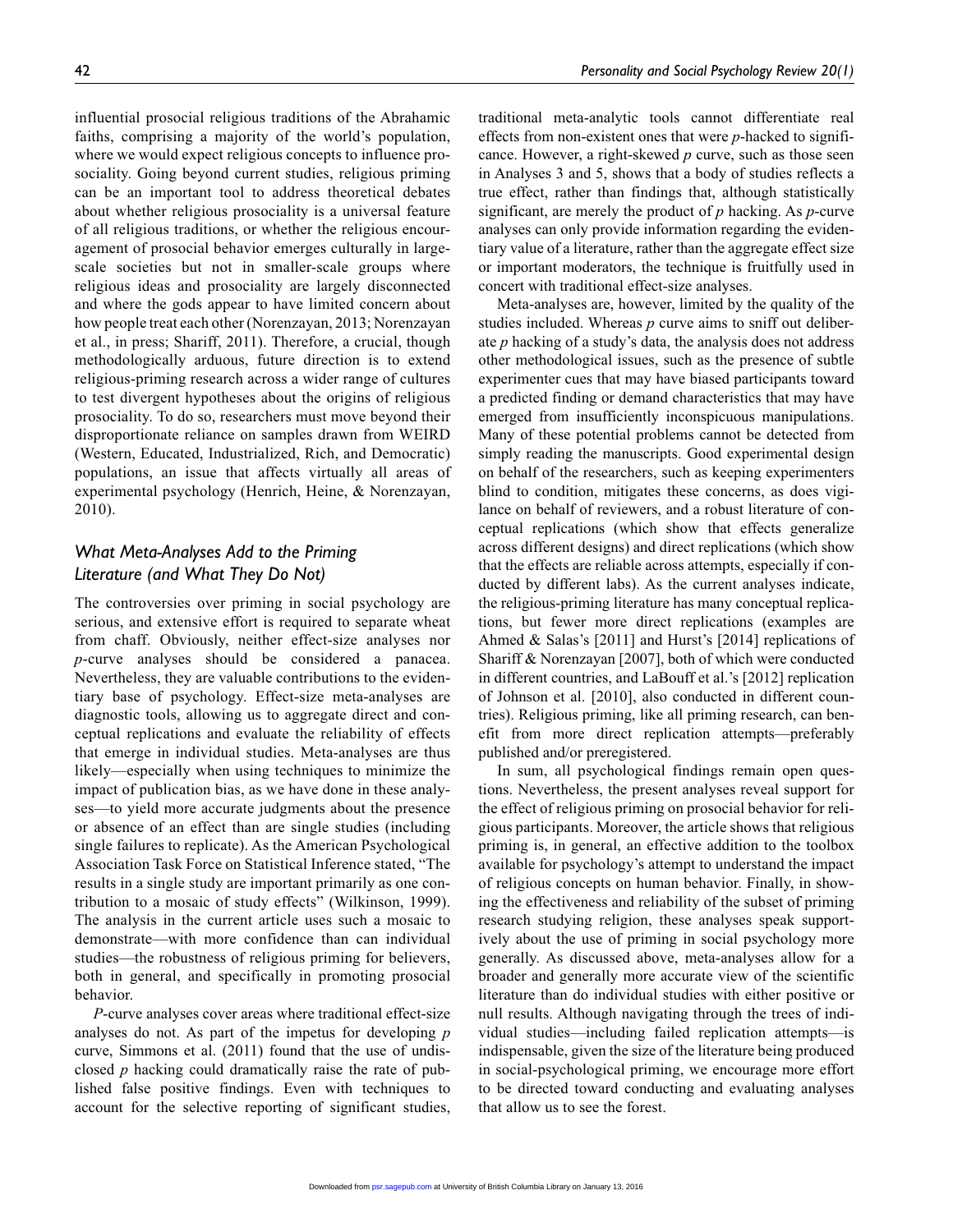influential prosocial religious traditions of the Abrahamic faiths, comprising a majority of the world's population, where we would expect religious concepts to influence prosociality. Going beyond current studies, religious priming can be an important tool to address theoretical debates about whether religious prosociality is a universal feature of all religious traditions, or whether the religious encouragement of prosocial behavior emerges culturally in large-scale societies but not in smaller-scale groups where religious ideas and prosociality are largely disconnected and where the gods appear to have limited concern about how people treat each other (Norenzayan, 2013; Norenzayan et al., in press; Shariff, 2011). Therefore, a crucial, though methodologically arduous, future direction is to extend religious-priming research across a wider range of cultures to test divergent hypotheses about the origins of religious prosociality. To do so, researchers must move beyond their disproportionate reliance on samples drawn from WEIRD (Western, Educated, Industrialized, Rich, and Democratic) populations, an issue that affects virtually all areas of experimental psychology (Henrich, Heine, & Norenzayan, 2010).

## *What Meta-Analyses Add to the Priming Literature (and What They Do Not)*

The controversies over priming in social psychology are serious, and extensive effort is required to separate wheat from chaff. Obviously, neither effect-size analyses nor *p*-curve analyses should be considered a panacea. Nevertheless, they are valuable contributions to the evidentiary base of psychology. Effect-size meta-analyses are diagnostic tools, allowing us to aggregate direct and conceptual replications and evaluate the reliability of effects that emerge in individual studies. Meta-analyses are thus likely—especially when using techniques to minimize the impact of publication bias, as we have done in these analyses—to yield more accurate judgments about the presence or absence of an effect than are single studies (including single failures to replicate). As the American Psychological Association Task Force on Statistical Inference stated, "The results in a single study are important primarily as one contribution to a mosaic of study effects" (Wilkinson, 1999). The analysis in the current article uses such a mosaic to demonstrate—with more confidence than can individual studies—the robustness of religious priming for believers, both in general, and specifically in promoting prosocial behavior.

*P*-curve analyses cover areas where traditional effect-size analyses do not. As part of the impetus for developing *p* curve, Simmons et al. (2011) found that the use of undisclosed *p* hacking could dramatically raise the rate of published false positive findings. Even with techniques to account for the selective reporting of significant studies, traditional meta-analytic tools cannot differentiate real effects from non-existent ones that were *p*-hacked to significance. However, a right-skewed *p* curve, such as those seen in Analyses 3 and 5, shows that a body of studies reflects a true effect, rather than findings that, although statistically significant, are merely the product of *p* hacking. As *p*-curve analyses can only provide information regarding the evidentiary value of a literature, rather than the aggregate effect size or important moderators, the technique is fruitfully used in concert with traditional effect-size analyses.

Meta-analyses are, however, limited by the quality of the studies included. Whereas *p* curve aims to sniff out deliberate *p* hacking of a study's data, the analysis does not address other methodological issues, such as the presence of subtle experimenter cues that may have biased participants toward a predicted finding or demand characteristics that may have emerged from insufficiently inconspicuous manipulations. Many of these potential problems cannot be detected from simply reading the manuscripts. Good experimental design on behalf of the researchers, such as keeping experimenters blind to condition, mitigates these concerns, as does vigilance on behalf of reviewers, and a robust literature of conceptual replications (which show that effects generalize across different designs) and direct replications (which show that the effects are reliable across attempts, especially if conducted by different labs). As the current analyses indicate, the religious-priming literature has many conceptual replications, but fewer more direct replications (examples are Ahmed & Salas's [2011] and Hurst's [2014] replications of Shariff & Norenzayan [2007], both of which were conducted in different countries, and LaBouff et al.'s [2012] replication of Johnson et al. [2010], also conducted in different countries). Religious priming, like all priming research, can benefit from more direct replication attempts—preferably published and/or preregistered.

In sum, all psychological findings remain open questions. Nevertheless, the present analyses reveal support for the effect of religious priming on prosocial behavior for religious participants. Moreover, the article shows that religious priming is, in general, an effective addition to the toolbox available for psychology's attempt to understand the impact of religious concepts on human behavior. Finally, in showing the effectiveness and reliability of the subset of priming research studying religion, these analyses speak supportively about the use of priming in social psychology more generally. As discussed above, meta-analyses allow for a broader and generally more accurate view of the scientific literature than do individual studies with either positive or null results. Although navigating through the trees of individual studies—including failed replication attempts—is indispensable, given the size of the literature being produced in social-psychological priming, we encourage more effort to be directed toward conducting and evaluating analyses that allow us to see the forest.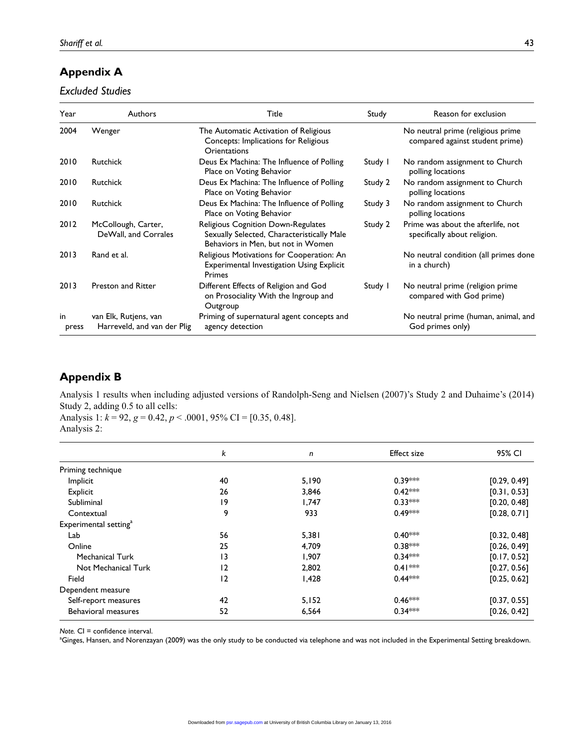## Appendix A

### *Excluded Studies*

| Year | Authors | Title | Study | Reason for exclusion |
|---|---|---|---|---|
| 2004 | Wenger | The Automatic Activation of Religious Concepts: Implications for Religious Orientations | | No neutral prime (religious prime compared against student prime) |
| 2010 | Rutchick | Deus Ex Machina: The Influence of Polling Place on Voting Behavior | Study 1 | No random assignment to Church polling locations |
| 2010 | Rutchick | Deus Ex Machina: The Influence of Polling Place on Voting Behavior | Study 2 | No random assignment to Church polling locations |
| 2010 | Rutchick | Deus Ex Machina: The Influence of Polling Place on Voting Behavior | Study 3 | No random assignment to Church polling locations |
| 2012 | McCollough, Carter, DeWall, and Corrales | Religious Cognition Down-Regulates Sexually Selected, Characteristically Male Behaviors in Men, but not in Women | Study 2 | Prime was about the afterlife, not specifically about religion. |
| 2013 | Rand et al. | Religious Motivations for Cooperation: An Experimental Investigation Using Explicit Primes | | No neutral condition (all primes done in a church) |
| 2013 | Preston and Ritter | Different Effects of Religion and God on Prosociality With the Ingroup and Outgroup | Study 1 | No neutral prime (religion prime compared with God prime) |
| in press | van Elk, Rutjens, van Harreveld, and van der Plig | Priming of supernatural agent concepts and agency detection | | No neutral prime (human, animal, and God primes only) |

## Appendix B

Analysis 1 results when including adjusted versions of Randolph-Seng and Nielsen (2007)'s Study 2 and Duhaime's (2014) Study 2, adding 0.5 to all cells:

Analysis 1: $k = 92$, $g = 0.42$, $p < .0001$, 95% CI = [0.35, 0.48].

Analysis 2:

| | $k$ | $n$ | Effect size | 95% CI |
|---|---|---|---|---|
| Priming technique | | | | |
| Implicit | 40 | 5,190 | 0.39*** | [0.29, 0.49] |
| Explicit | 26 | 3,846 | 0.42*** | [0.31, 0.53] |
| Subliminal | 19 | 1,747 | 0.33*** | [0.20, 0.48] |
| Contextual | 9 | 933 | 0.49*** | [0.28, 0.71] |
| Experimental setting[a] | | | | |
| Lab | 56 | 5,381 | 0.40*** | [0.32, 0.48] |
| Online | 25 | 4,709 | 0.38*** | [0.26, 0.49] |
| Mechanical Turk | 13 | 1,907 | 0.34*** | [0.17, 0.52] |
| Not Mechanical Turk | 12 | 2,802 | 0.41*** | [0.27, 0.56] |
| Field | 12 | 1,428 | 0.44*** | [0.25, 0.62] |
| Dependent measure | | | | |
| Self-report measures | 42 | 5,152 | 0.46*** | [0.37, 0.55] |
| Behavioral measures | 52 | 6,564 | 0.34*** | [0.26, 0.42] |

*Note.* CI = confidence interval.

[a]Ginges, Hansen, and Norenzayan (2009) was the only study to be conducted via telephone and was not included in the Experimental Setting breakdown.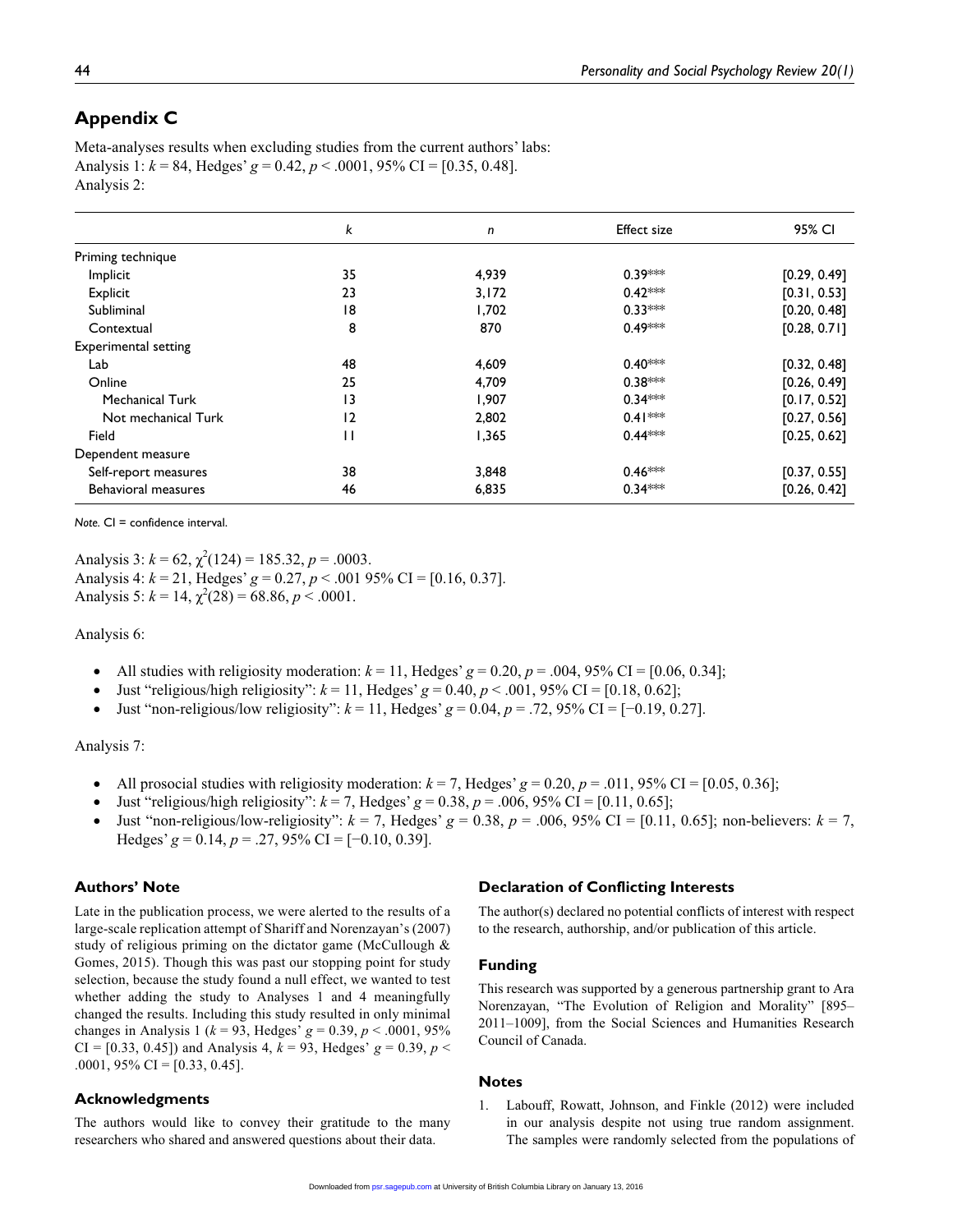## Appendix C

Meta-analyses results when excluding studies from the current authors' labs:
Analysis 1: $k = 84$, Hedges' $g = 0.42$, $p < .0001$, 95% CI = [0.35, 0.48].
Analysis 2:

| | $k$ | $n$ | Effect size | 95% CI |
|---|---|---|---|---|
| Priming technique | | | | |
| Implicit | 35 | 4,939 | 0.39*** | [0.29, 0.49] |
| Explicit | 23 | 3,172 | 0.42*** | [0.31, 0.53] |
| Subliminal | 18 | 1,702 | 0.33*** | [0.20, 0.48] |
| Contextual | 8 | 870 | 0.49*** | [0.28, 0.71] |
| Experimental setting | | | | |
| Lab | 48 | 4,609 | 0.40*** | [0.32, 0.48] |
| Online | 25 | 4,709 | 0.38*** | [0.26, 0.49] |
| Mechanical Turk | 13 | 1,907 | 0.34*** | [0.17, 0.52] |
| Not mechanical Turk | 12 | 2,802 | 0.41*** | [0.27, 0.56] |
| Field | 11 | 1,365 | 0.44*** | [0.25, 0.62] |
| Dependent measure | | | | |
| Self-report measures | 38 | 3,848 | 0.46*** | [0.37, 0.55] |
| Behavioral measures | 46 | 6,835 | 0.34*** | [0.26, 0.42] |

*Note.* CI = confidence interval.

Analysis 3: $k = 62$, $\chi^2(124) = 185.32$, $p = .0003$.
Analysis 4: $k = 21$, Hedges' $g = 0.27$, $p < .001$ 95% CI = [0.16, 0.37].
Analysis 5: $k = 14$, $\chi^2(28) = 68.86$, $p < .0001$.

Analysis 6:

- All studies with religiosity moderation: $k = 11$, Hedges' $g = 0.20$, $p = .004$, 95% CI = [0.06, 0.34];
- Just "religious/high religiosity": $k = 11$, Hedges' $g = 0.40$, $p < .001$, 95% CI = [0.18, 0.62];
- Just "non-religious/low religiosity": $k = 11$, Hedges' $g = 0.04$, $p = .72$, 95% CI = [−0.19, 0.27].

Analysis 7:

- All prosocial studies with religiosity moderation: $k = 7$, Hedges' $g = 0.20$, $p = .011$, 95% CI = [0.05, 0.36];
- Just "religious/high religiosity": $k = 7$, Hedges' $g = 0.38$, $p = .006$, 95% CI = [0.11, 0.65];
- Just "non-religious/low-religiosity": $k = 7$, Hedges' $g = 0.38$, $p = .006$, 95% CI = [0.11, 0.65]; non-believers: $k = 7$, Hedges' $g = 0.14$, $p = .27$, 95% CI = [−0.10, 0.39].

### Authors' Note

Late in the publication process, we were alerted to the results of a large-scale replication attempt of Shariff and Norenzayan's (2007) study of religious priming on the dictator game (McCullough & Gomes, 2015). Though this was past our stopping point for study selection, because the study found a null effect, we wanted to test whether adding the study to Analyses 1 and 4 meaningfully changed the results. Including this study resulted in only minimal changes in Analysis 1 ($k = 93$, Hedges' $g = 0.39$, $p < .0001$, 95% CI = [0.33, 0.45]) and Analysis 4, $k = 93$, Hedges' $g = 0.39$, $p < .0001$, 95% CI = [0.33, 0.45].

### Acknowledgments

The authors would like to convey their gratitude to the many researchers who shared and answered questions about their data.

### Declaration of Conflicting Interests

The author(s) declared no potential conflicts of interest with respect to the research, authorship, and/or publication of this article.

### Funding

This research was supported by a generous partnership grant to Ara Norenzayan, "The Evolution of Religion and Morality" [895–2011–1009], from the Social Sciences and Humanities Research Council of Canada.

### Notes

1. LaboUff, Rowatt, Johnson, and Finkle (2012) were included in our analysis despite not using true random assignment. The samples were randomly selected from the populations of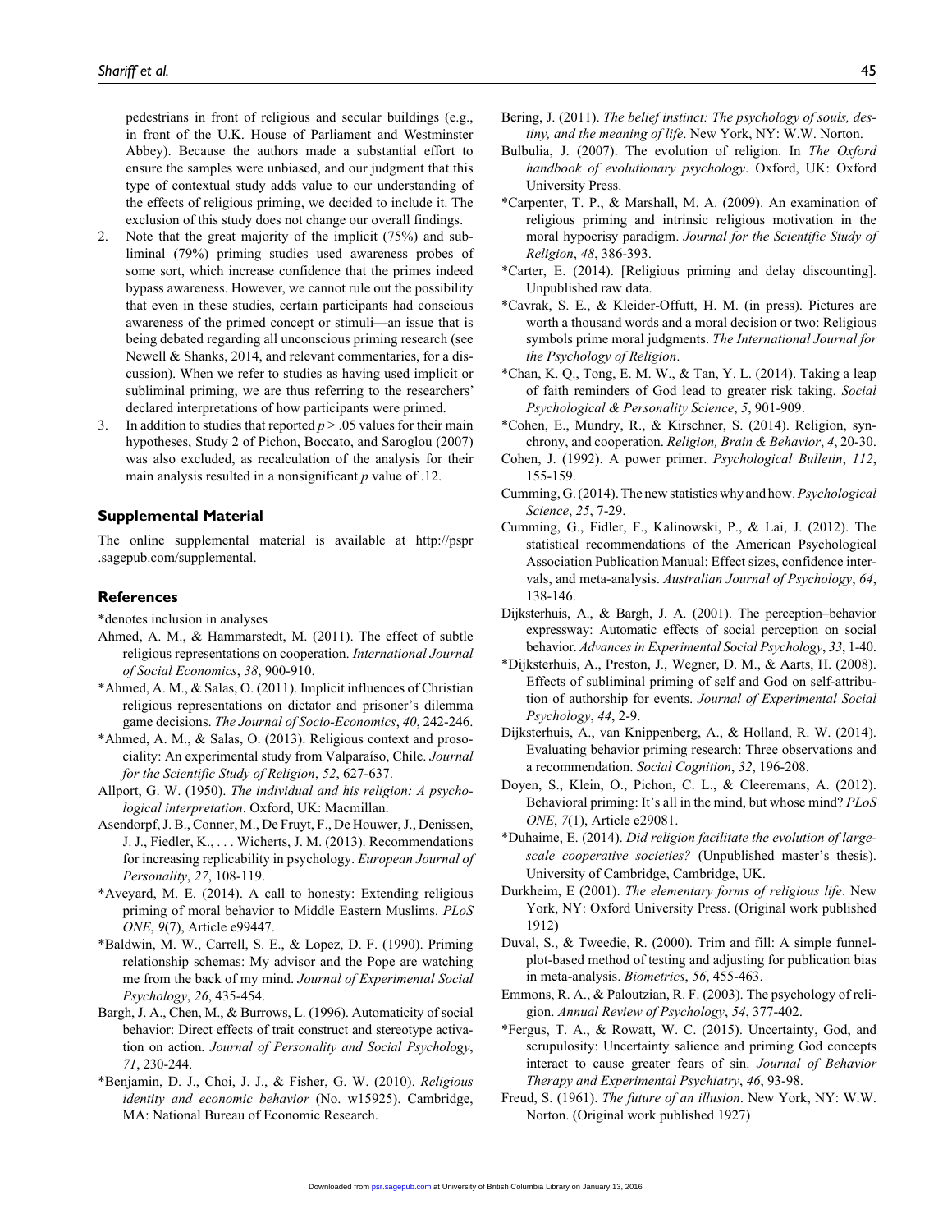pedestrians in front of religious and secular buildings (e.g., in front of the U.K. House of Parliament and Westminster Abbey). Because the authors made a substantial effort to ensure the samples were unbiased, and our judgment that this type of contextual study adds value to our understanding of the effects of religious priming, we decided to include it. The exclusion of this study does not change our overall findings.

2. Note that the great majority of the implicit (75%) and subliminal (79%) priming studies used awareness probes of some sort, which increase confidence that the primes indeed bypass awareness. However, we cannot rule out the possibility that even in these studies, certain participants had conscious awareness of the primed concept or stimuli—an issue that is being debated regarding all unconscious priming research (see Newell & Shanks, 2014, and relevant commentaries, for a discussion). When we refer to studies as having used implicit or subliminal priming, we are thus referring to the researchers' declared interpretations of how participants were primed.
3. In addition to studies that reported $p > .05$ values for their main hypotheses, Study 2 of Pichon, Boccato, and Saroglou (2007) was also excluded, as recalculation of the analysis for their main analysis resulted in a nonsignificant $p$ value of .12.

## Supplemental Material

The online supplemental material is available at http://pspr.sagepub.com/supplemental.

## References

*denotes inclusion in analyses

Ahmed, A. M., & Hammarstedt, M. (2011). The effect of subtle religious representations on cooperation. *International Journal of Social Economics*, *38*, 900-910.

*Ahmed, A. M., & Salas, O. (2011). Implicit influences of Christian religious representations on dictator and prisoner's dilemma game decisions. *The Journal of Socio-Economics*, *40*, 242-246.

*Ahmed, A. M., & Salas, O. (2013). Religious context and prosociality: An experimental study from Valparaíso, Chile. *Journal for the Scientific Study of Religion*, *52*, 627-637.

Allport, G. W. (1950). *The individual and his religion: A psychological interpretation*. Oxford, UK: Macmillan.

Asendorpf, J. B., Conner, M., De Fruyt, F., De Houwer, J., Denissen, J. J., Fiedler, K., . . . Wicherts, J. M. (2013). Recommendations for increasing replicability in psychology. *European Journal of Personality*, *27*, 108-119.

*Aveyard, M. E. (2014). A call to honesty: Extending religious priming of moral behavior to Middle Eastern Muslims. *PLoS ONE*, *9*(7), Article e99447.

*Baldwin, M. W., Carrell, S. E., & Lopez, D. F. (1990). Priming relationship schemas: My advisor and the Pope are watching me from the back of my mind. *Journal of Experimental Social Psychology*, *26*, 435-454.

Bargh, J. A., Chen, M., & Burrows, L. (1996). Automaticity of social behavior: Direct effects of trait construct and stereotype activation on action. *Journal of Personality and Social Psychology*, *71*, 230-244.

*Benjamin, D. J., Choi, J. J., & Fisher, G. W. (2010). *Religious identity and economic behavior* (No. w15925). Cambridge, MA: National Bureau of Economic Research.

Bering, J. (2011). *The belief instinct: The psychology of souls, destiny, and the meaning of life*. New York, NY: W.W. Norton.

Bulbulia, J. (2007). The evolution of religion. In *The Oxford handbook of evolutionary psychology*. Oxford, UK: Oxford University Press.

*Carpenter, T. P., & Marshall, M. A. (2009). An examination of religious priming and intrinsic religious motivation in the moral hypocrisy paradigm. *Journal for the Scientific Study of Religion*, *48*, 386-393.

*Carter, E. (2014). [Religious priming and delay discounting]. Unpublished raw data.

*Cavrak, S. E., & Kleider-Offutt, H. M. (in press). Pictures are worth a thousand words and a moral decision or two: Religious symbols prime moral judgments. *The International Journal for the Psychology of Religion*.

*Chan, K. Q., Tong, E. M. W., & Tan, Y. L. (2014). Taking a leap of faith reminders of God lead to greater risk taking. *Social Psychological & Personality Science*, *5*, 901-909.

*Cohen, E., Mundry, R., & Kirschner, S. (2014). Religion, synchrony, and cooperation. *Religion, Brain & Behavior*, *4*, 20-30.

Cohen, J. (1992). A power primer. *Psychological Bulletin*, *112*, 155-159.

Cumming, G. (2014). The new statistics why and how. *Psychological Science*, *25*, 7-29.

Cumming, G., Fidler, F., Kalinowski, P., & Lai, J. (2012). The statistical recommendations of the American Psychological Association Publication Manual: Effect sizes, confidence intervals, and meta-analysis. *Australian Journal of Psychology*, *64*, 138-146.

Dijksterhuis, A., & Bargh, J. A. (2001). The perception–behavior expressway: Automatic effects of social perception on social behavior. *Advances in Experimental Social Psychology*, *33*, 1-40.

*Dijksterhuis, A., Preston, J., Wegner, D. M., & Aarts, H. (2008). Effects of subliminal priming of self and God on self-attribution of authorship for events. *Journal of Experimental Social Psychology*, *44*, 2-9.

Dijksterhuis, A., van Knippenberg, A., & Holland, R. W. (2014). Evaluating behavior priming research: Three observations and a recommendation. *Social Cognition*, *32*, 196-208.

Doyen, S., Klein, O., Pichon, C. L., & Cleeremans, A. (2012). Behavioral priming: It's all in the mind, but whose mind? *PLoS ONE*, *7*(1), Article e29081.

*Duhaime, E. (2014). *Did religion facilitate the evolution of large-scale cooperative societies?* (Unpublished master's thesis). University of Cambridge, Cambridge, UK.

Durkheim, E (2001). *The elementary forms of religious life*. New York, NY: Oxford University Press. (Original work published 1912)

Duval, S., & Tweedie, R. (2000). Trim and fill: A simple funnel-plot-based method of testing and adjusting for publication bias in meta-analysis. *Biometrics*, *56*, 455-463.

Emmons, R. A., & Paloutzian, R. F. (2003). The psychology of religion. *Annual Review of Psychology*, *54*, 377-402.

*Fergus, T. A., & Rowatt, W. C. (2015). Uncertainty, God, and scrupulosity: Uncertainty salience and priming God concepts interact to cause greater fears of sin. *Journal of Behavior Therapy and Experimental Psychiatry*, *46*, 93-98.

Freud, S. (1961). *The future of an illusion*. New York, NY: W.W. Norton. (Original work published 1927)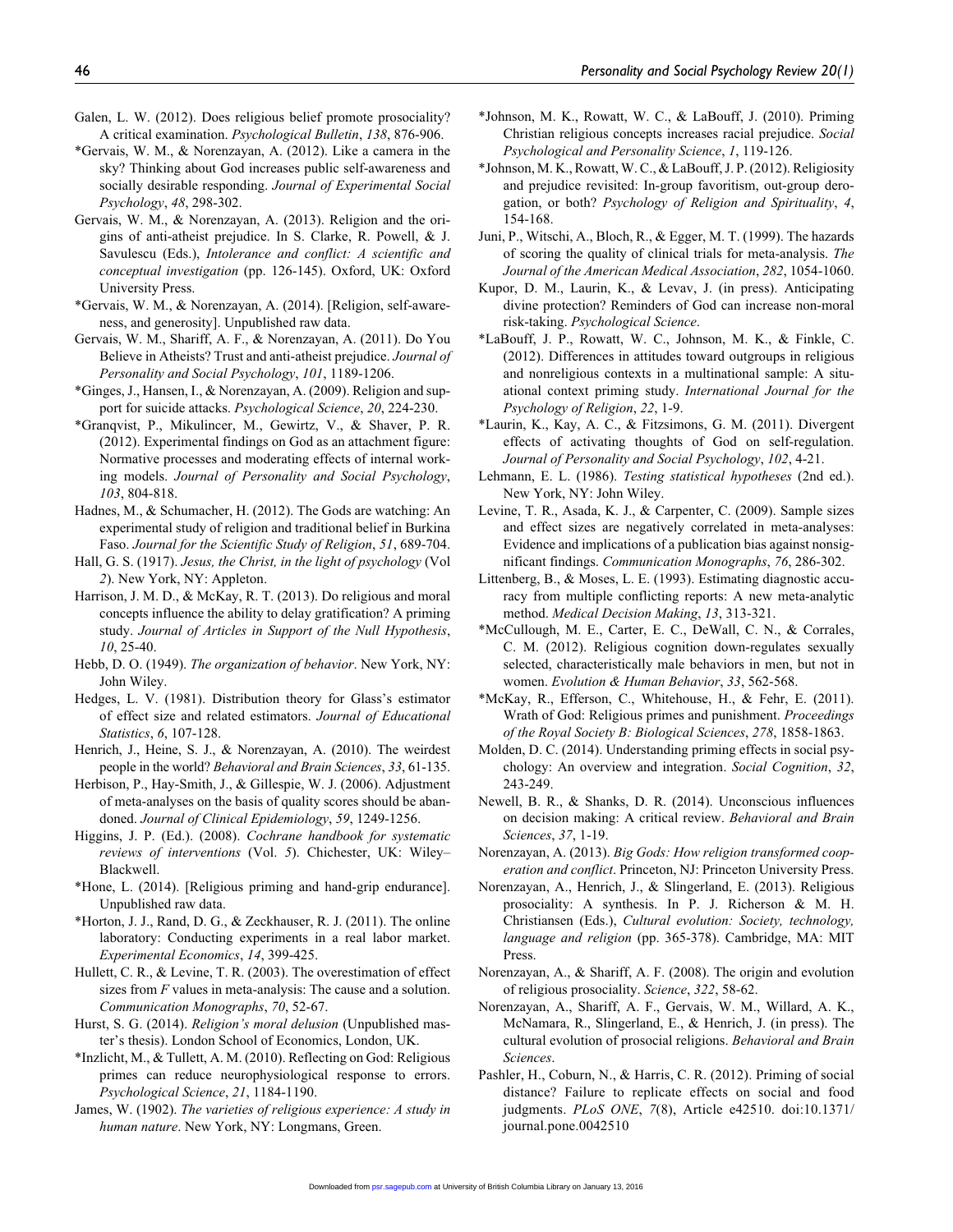Galen, L. W. (2012). Does religious belief promote prosociality? A critical examination. *Psychological Bulletin*, *138*, 876-906.

*Gervais, W. M., & Norenzayan, A. (2012). Like a camera in the sky? Thinking about God increases public self-awareness and socially desirable responding. *Journal of Experimental Social Psychology*, *48*, 298-302.

Gervais, W. M., & Norenzayan, A. (2013). Religion and the origins of anti-atheist prejudice. In S. Clarke, R. Powell, & J. Savulescu (Eds.), *Intolerance and conflict: A scientific and conceptual investigation* (pp. 126-145). Oxford, UK: Oxford University Press.

*Gervais, W. M., & Norenzayan, A. (2014). [Religion, self-awareness, and generosity]. Unpublished raw data.

Gervais, W. M., Shariff, A. F., & Norenzayan, A. (2011). Do You Believe in Atheists? Trust and anti-atheist prejudice. *Journal of Personality and Social Psychology*, *101*, 1189-1206.

*Ginges, J., Hansen, I., & Norenzayan, A. (2009). Religion and support for suicide attacks. *Psychological Science*, *20*, 224-230.

*Granqvist, P., Mikulincer, M., Gewirtz, V., & Shaver, P. R. (2012). Experimental findings on God as an attachment figure: Normative processes and moderating effects of internal working models. *Journal of Personality and Social Psychology*, *103*, 804-818.

Hadnes, M., & Schumacher, H. (2012). The Gods are watching: An experimental study of religion and traditional belief in Burkina Faso. *Journal for the Scientific Study of Religion*, *51*, 689-704.

Hall, G. S. (1917). *Jesus, the Christ, in the light of psychology* (Vol *2*). New York, NY: Appleton.

Harrison, J. M. D., & McKay, R. T. (2013). Do religious and moral concepts influence the ability to delay gratification? A priming study. *Journal of Articles in Support of the Null Hypothesis*, *10*, 25-40.

Hebb, D. O. (1949). *The organization of behavior*. New York, NY: John Wiley.

Hedges, L. V. (1981). Distribution theory for Glass's estimator of effect size and related estimators. *Journal of Educational Statistics*, *6*, 107-128.

Henrich, J., Heine, S. J., & Norenzayan, A. (2010). The weirdest people in the world? *Behavioral and Brain Sciences*, *33*, 61-135.

Herbison, P., Hay-Smith, J., & Gillespie, W. J. (2006). Adjustment of meta-analyses on the basis of quality scores should be abandoned. *Journal of Clinical Epidemiology*, *59*, 1249-1256.

Higgins, J. P. (Ed.). (2008). *Cochrane handbook for systematic reviews of interventions* (Vol. *5*). Chichester, UK: Wiley–Blackwell.

*Hone, L. (2014). [Religious priming and hand-grip endurance]. Unpublished raw data.

*Horton, J. J., Rand, D. G., & Zeckhauser, R. J. (2011). The online laboratory: Conducting experiments in a real labor market. *Experimental Economics*, *14*, 399-425.

Hullett, C. R., & Levine, T. R. (2003). The overestimation of effect sizes from *F* values in meta-analysis: The cause and a solution. *Communication Monographs*, *70*, 52-67.

Hurst, S. G. (2014). *Religion's moral delusion* (Unpublished master's thesis). London School of Economics, London, UK.

*Inzlicht, M., & Tullett, A. M. (2010). Reflecting on God: Religious primes can reduce neurophysiological response to errors. *Psychological Science*, *21*, 1184-1190.

James, W. (1902). *The varieties of religious experience: A study in human nature*. New York, NY: Longmans, Green.

*Johnson, M. K., Rowatt, W. C., & LaBouff, J. (2010). Priming Christian religious concepts increases racial prejudice. *Social Psychological and Personality Science*, *1*, 119-126.

*Johnson, M. K., Rowatt, W. C., & LaBouff, J. P. (2012). Religiosity and prejudice revisited: In-group favoritism, out-group derogation, or both? *Psychology of Religion and Spirituality*, *4*, 154-168.

Juni, P., Witschi, A., Bloch, R., & Egger, M. T. (1999). The hazards of scoring the quality of clinical trials for meta-analysis. *The Journal of the American Medical Association*, *282*, 1054-1060.

Kupor, D. M., Laurin, K., & Levav, J. (in press). Anticipating divine protection? Reminders of God can increase non-moral risk-taking. *Psychological Science*.

*LaBouff, J. P., Rowatt, W. C., Johnson, M. K., & Finkle, C. (2012). Differences in attitudes toward outgroups in religious and nonreligious contexts in a multinational sample: A situational context priming study. *International Journal for the Psychology of Religion*, *22*, 1-9.

*Laurin, K., Kay, A. C., & Fitzsimons, G. M. (2011). Divergent effects of activating thoughts of God on self-regulation. *Journal of Personality and Social Psychology*, *102*, 4-21.

Lehmann, E. L. (1986). *Testing statistical hypotheses* (2nd ed.). New York, NY: John Wiley.

Levine, T. R., Asada, K. J., & Carpenter, C. (2009). Sample sizes and effect sizes are negatively correlated in meta-analyses: Evidence and implications of a publication bias against nonsignificant findings. *Communication Monographs*, *76*, 286-302.

Littenberg, B., & Moses, L. E. (1993). Estimating diagnostic accuracy from multiple conflicting reports: A new meta-analytic method. *Medical Decision Making*, *13*, 313-321.

*McCullough, M. E., Carter, E. C., DeWall, C. N., & Corrales, C. M. (2012). Religious cognition down-regulates sexually selected, characteristically male behaviors in men, but not in women. *Evolution & Human Behavior*, *33*, 562-568.

*McKay, R., Efferson, C., Whitehouse, H., & Fehr, E. (2011). Wrath of God: Religious primes and punishment. *Proceedings of the Royal Society B: Biological Sciences*, *278*, 1858-1863.

Molden, D. C. (2014). Understanding priming effects in social psychology: An overview and integration. *Social Cognition*, *32*, 243-249.

Newell, B. R., & Shanks, D. R. (2014). Unconscious influences on decision making: A critical review. *Behavioral and Brain Sciences*, *37*, 1-19.

Norenzayan, A. (2013). *Big Gods: How religion transformed cooperation and conflict*. Princeton, NJ: Princeton University Press.

Norenzayan, A., Henrich, J., & Slingerland, E. (2013). Religious prosociality: A synthesis. In P. J. Richerson & M. H. Christiansen (Eds.), *Cultural evolution: Society, technology, language and religion* (pp. 365-378). Cambridge, MA: MIT Press.

Norenzayan, A., & Shariff, A. F. (2008). The origin and evolution of religious prosociality. *Science*, *322*, 58-62.

Norenzayan, A., Shariff, A. F., Gervais, W. M., Willard, A. K., McNamara, R., Slingerland, E., & Henrich, J. (in press). The cultural evolution of prosocial religions. *Behavioral and Brain Sciences*.

Pashler, H., Coburn, N., & Harris, C. R. (2012). Priming of social distance? Failure to replicate effects on social and food judgments. *PLoS ONE*, *7*(8), Article e42510. doi:10.1371/journal.pone.0042510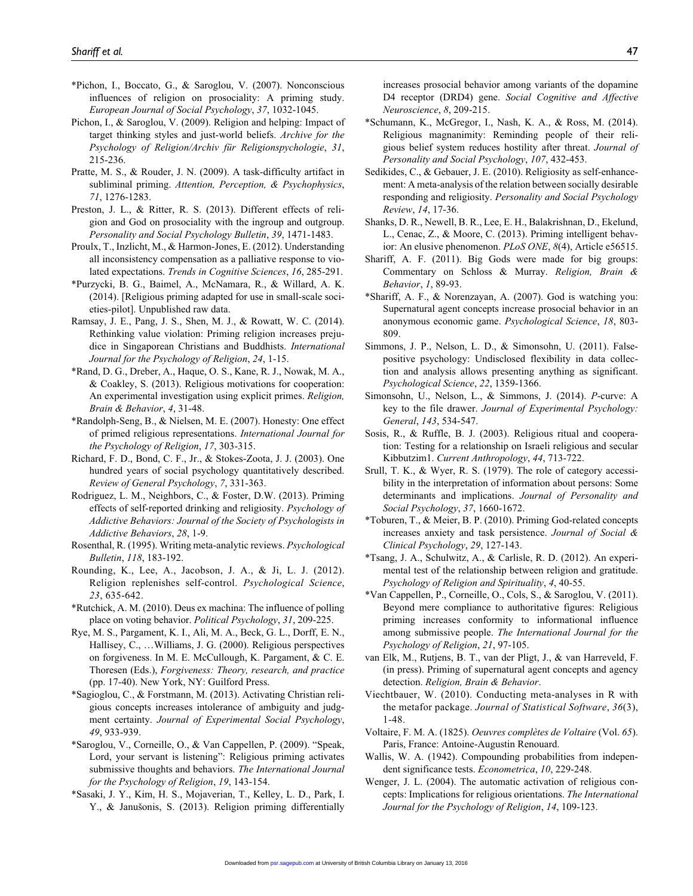*Pichon, I., Boccato, G., & Saroglou, V. (2007). Nonconscious influences of religion on prosociality: A priming study. *European Journal of Social Psychology*, *37*, 1032-1045.

Pichon, I., & Saroglou, V. (2009). Religion and helping: Impact of target thinking styles and just-world beliefs. *Archive for the Psychology of Religion/Archiv für Religionspychologie*, *31*, 215-236.

Pratte, M. S., & Rouder, J. N. (2009). A task-difficulty artifact in subliminal priming. *Attention, Perception, & Psychophysics*, *71*, 1276-1283.

Preston, J. L., & Ritter, R. S. (2013). Different effects of religion and God on prosociality with the ingroup and outgroup. *Personality and Social Psychology Bulletin*, *39*, 1471-1483.

Proulx, T., Inzlicht, M., & Harmon-Jones, E. (2012). Understanding all inconsistency compensation as a palliative response to violated expectations. *Trends in Cognitive Sciences*, *16*, 285-291.

*Purzycki, B. G., Baimel, A., McNamara, R., & Willard, A. K. (2014). [Religious priming adapted for use in small-scale societies-pilot]. Unpublished raw data.

Ramsay, J. E., Pang, J. S., Shen, M. J., & Rowatt, W. C. (2014). Rethinking value violation: Priming religion increases prejudice in Singaporean Christians and Buddhists. *International Journal for the Psychology of Religion*, *24*, 1-15.

*Rand, D. G., Dreber, A., Haque, O. S., Kane, R. J., Nowak, M. A., & Coakley, S. (2013). Religious motivations for cooperation: An experimental investigation using explicit primes. *Religion, Brain & Behavior*, *4*, 31-48.

*Randolph-Seng, B., & Nielsen, M. E. (2007). Honesty: One effect of primed religious representations. *International Journal for the Psychology of Religion*, *17*, 303-315.

Richard, F. D., Bond, C. F., Jr., & Stokes-Zoota, J. J. (2003). One hundred years of social psychology quantitatively described. *Review of General Psychology*, *7*, 331-363.

Rodriguez, L. M., Neighbors, C., & Foster, D.W. (2013). Priming effects of self-reported drinking and religiosity. *Psychology of Addictive Behaviors: Journal of the Society of Psychologists in Addictive Behaviors*, *28*, 1-9.

Rosenthal, R. (1995). Writing meta-analytic reviews. *Psychological Bulletin*, *118*, 183-192.

Rounding, K., Lee, A., Jacobson, J. A., & Ji, L. J. (2012). Religion replenishes self-control. *Psychological Science*, *23*, 635-642.

*Rutchick, A. M. (2010). Deus ex machina: The influence of polling place on voting behavior. *Political Psychology*, *31*, 209-225.

Rye, M. S., Pargament, K. I., Ali, M. A., Beck, G. L., Dorff, E. N., Hallisey, C., …Williams, J. G. (2000). Religious perspectives on forgiveness. In M. E. McCullough, K. Pargament, & C. E. Thoresen (Eds.), *Forgiveness: Theory, research, and practice* (pp. 17-40). New York, NY: Guilford Press.

*Sagioglou, C., & Forstmann, M. (2013). Activating Christian religious concepts increases intolerance of ambiguity and judgment certainty. *Journal of Experimental Social Psychology*, *49*, 933-939.

*Saroglou, V., Corneille, O., & Van Cappellen, P. (2009). "Speak, Lord, your servant is listening": Religious priming activates submissive thoughts and behaviors. *The International Journal for the Psychology of Religion*, *19*, 143-154.

*Sasaki, J. Y., Kim, H. S., Mojaverian, T., Kelley, L. D., Park, I. Y., & Janušonis, S. (2013). Religion priming differentially increases prosocial behavior among variants of the dopamine D4 receptor (DRD4) gene. *Social Cognitive and Affective Neuroscience*, *8*, 209-215.

*Schumann, K., McGregor, I., Nash, K. A., & Ross, M. (2014). Religious magnanimity: Reminding people of their religious belief system reduces hostility after threat. *Journal of Personality and Social Psychology*, *107*, 432-453.

Sedikides, C., & Gebauer, J. E. (2010). Religiosity as self-enhancement: A meta-analysis of the relation between socially desirable responding and religiosity. *Personality and Social Psychology Review*, *14*, 17-36.

Shanks, D. R., Newell, B. R., Lee, E. H., Balakrishnan, D., Ekelund, L., Cenac, Z., & Moore, C. (2013). Priming intelligent behavior: An elusive phenomenon. *PLoS ONE*, *8*(4), Article e56515.

Shariff, A. F. (2011). Big Gods were made for big groups: Commentary on Schloss & Murray. *Religion, Brain & Behavior*, *1*, 89-93.

*Shariff, A. F., & Norenzayan, A. (2007). God is watching you: Supernatural agent concepts increase prosocial behavior in an anonymous economic game. *Psychological Science*, *18*, 803-809.

Simmons, J. P., Nelson, L. D., & Simonsohn, U. (2011). False-positive psychology: Undisclosed flexibility in data collection and analysis allows presenting anything as significant. *Psychological Science*, *22*, 1359-1366.

Simonsohn, U., Nelson, L., & Simmons, J. (2014). *P*-curve: A key to the file drawer. *Journal of Experimental Psychology: General*, *143*, 534-547.

Sosis, R., & Ruffle, B. J. (2003). Religious ritual and cooperation: Testing for a relationship on Israeli religious and secular Kibbutzim1. *Current Anthropology*, *44*, 713-722.

Srull, T. K., & Wyer, R. S. (1979). The role of category accessibility in the interpretation of information about persons: Some determinants and implications. *Journal of Personality and Social Psychology*, *37*, 1660-1672.

*Toburen, T., & Meier, B. P. (2010). Priming God-related concepts increases anxiety and task persistence. *Journal of Social & Clinical Psychology*, *29*, 127-143.

*Tsang, J. A., Schulwitz, A., & Carlisle, R. D. (2012). An experimental test of the relationship between religion and gratitude. *Psychology of Religion and Spirituality*, *4*, 40-55.

*Van Cappellen, P., Corneille, O., Cols, S., & Saroglou, V. (2011). Beyond mere compliance to authoritative figures: Religious priming increases conformity to informational influence among submissive people. *The International Journal for the Psychology of Religion*, *21*, 97-105.

van Elk, M., Rutjens, B. T., van der Pligt, J., & van Harreveld, F. (in press). Priming of supernatural agent concepts and agency detection. *Religion, Brain & Behavior*.

Viechtbauer, W. (2010). Conducting meta-analyses in R with the metafor package. *Journal of Statistical Software*, *36*(3), 1-48.

Voltaire, F. M. A. (1825). *Oeuvres complètes de Voltaire* (Vol. *65*). Paris, France: Antoine-Augustin Renouard.

Wallis, W. A. (1942). Compounding probabilities from independent significance tests. *Econometrica*, *10*, 229-248.

Wenger, J. L. (2004). The automatic activation of religious concepts: Implications for religious orientations. *The International Journal for the Psychology of Religion*, *14*, 109-123.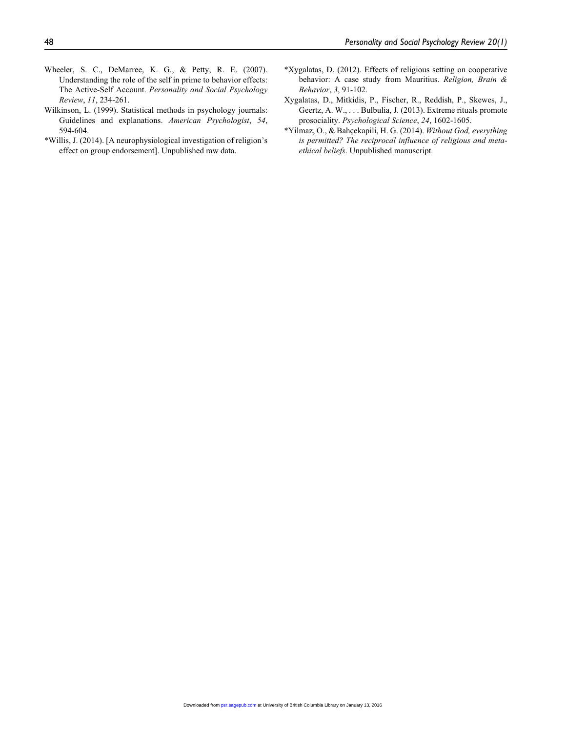Wheeler, S. C., DeMarree, K. G., & Petty, R. E. (2007). Understanding the role of the self in prime to behavior effects: The Active-Self Account. *Personality and Social Psychology Review*, *11*, 234-261.

Wilkinson, L. (1999). Statistical methods in psychology journals: Guidelines and explanations. *American Psychologist*, *54*, 594-604.

*Willis, J. (2014). [A neurophysiological investigation of religion's effect on group endorsement]. Unpublished raw data.

*Xygalatas, D. (2012). Effects of religious setting on cooperative behavior: A case study from Mauritius. *Religion, Brain & Behavior*, *3*, 91-102.

Xygalatas, D., Mitkidis, P., Fischer, R., Reddish, P., Skewes, J., Geertz, A. W., . . . Bulbulia, J. (2013). Extreme rituals promote prosociality. *Psychological Science*, *24*, 1602-1605.

*Yilmaz, O., & Bahçekapili, H. G. (2014). *Without God, everything is permitted? The reciprocal influence of religious and meta-ethical beliefs*. Unpublished manuscript.